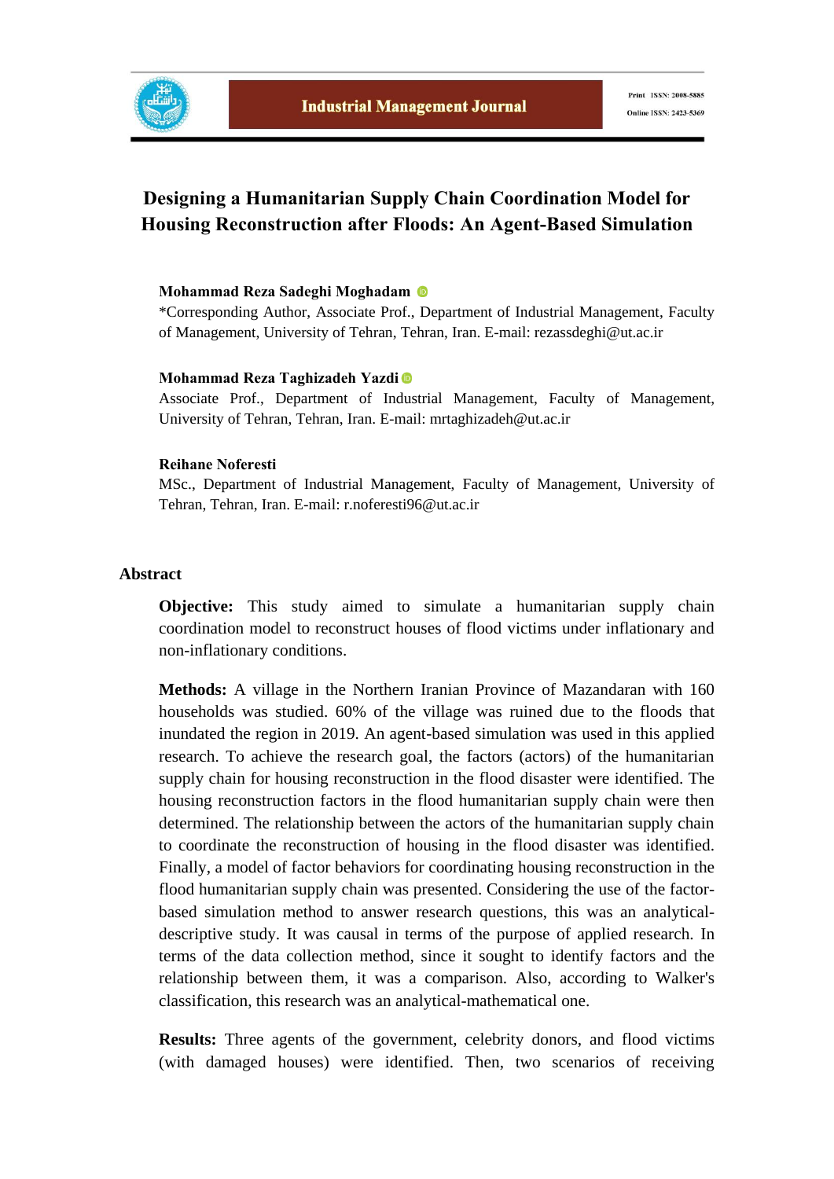# Designing a Humanitarian Supply Chain Coordination Model for Housing Reconstruction after Floods: An Agent-Based Simulation

**Mohammad Reza Sadeghi Moghadam**

*Corresponding Author, Associate Prof., Department of Industrial Management, Faculty of Management, University of Tehran, Tehran, Iran. E-mail: rezassdeghi@ut.ac.ir

**Mohammad Reza Taghizadeh Yazdi**

Associate Prof., Department of Industrial Management, Faculty of Management, University of Tehran, Tehran, Iran. E-mail: mrtaghizadeh@ut.ac.ir

**Reihane Noferesti**

MSc., Department of Industrial Management, Faculty of Management, University of Tehran, Tehran, Iran. E-mail: r.noferesti96@ut.ac.ir

## Abstract

**Objective:** This study aimed to simulate a humanitarian supply chain coordination model to reconstruct houses of flood victims under inflationary and non-inflationary conditions.

**Methods:** A village in the Northern Iranian Province of Mazandaran with 160 households was studied. 60% of the village was ruined due to the floods that inundated the region in 2019. An agent-based simulation was used in this applied research. To achieve the research goal, the factors (actors) of the humanitarian supply chain for housing reconstruction in the flood disaster were identified. The housing reconstruction factors in the flood humanitarian supply chain were then determined. The relationship between the actors of the humanitarian supply chain to coordinate the reconstruction of housing in the flood disaster was identified. Finally, a model of factor behaviors for coordinating housing reconstruction in the flood humanitarian supply chain was presented. Considering the use of the factor-based simulation method to answer research questions, this was an analytical-descriptive study. It was causal in terms of the purpose of applied research. In terms of the data collection method, since it sought to identify factors and the relationship between them, it was a comparison. Also, according to Walker's classification, this research was an analytical-mathematical one.

**Results:** Three agents of the government, celebrity donors, and flood victims (with damaged houses) were identified. Then, two scenarios of receiving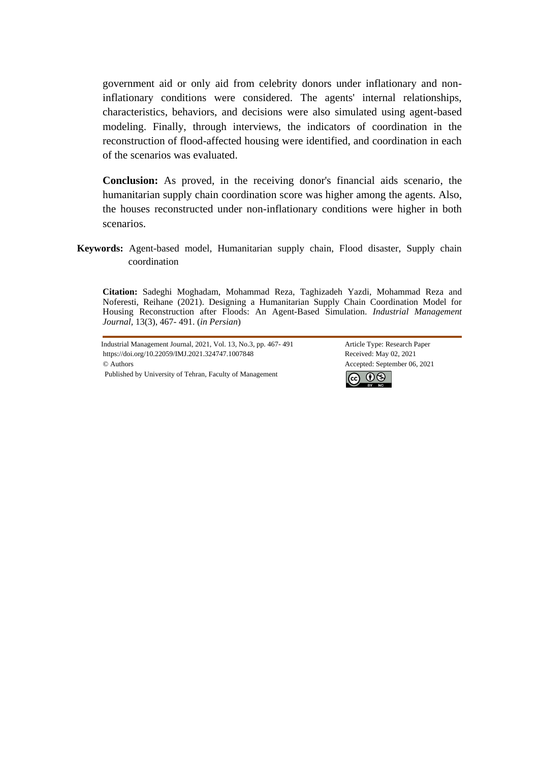government aid or only aid from celebrity donors under inflationary and non-inflationary conditions were considered. The agents' internal relationships, characteristics, behaviors, and decisions were also simulated using agent-based modeling. Finally, through interviews, the indicators of coordination in the reconstruction of flood-affected housing were identified, and coordination in each of the scenarios was evaluated.

**Conclusion:** As proved, in the receiving donor's financial aids scenario, the humanitarian supply chain coordination score was higher among the agents. Also, the houses reconstructed under non-inflationary conditions were higher in both scenarios.

**Keywords:** Agent-based model, Humanitarian supply chain, Flood disaster, Supply chain coordination

**Citation:** Sadeghi Moghadam, Mohammad Reza, Taghizadeh Yazdi, Mohammad Reza and Noferesti, Reihane (2021). Designing a Humanitarian Supply Chain Coordination Model for Housing Reconstruction after Floods: An Agent-Based Simulation. *Industrial Management Journal*, 13(3), 467- 491. (*in Persian*)

Industrial Management Journal, 2021, Vol. 13, No.3, pp. 467- 491
https://doi.org/10.22059/IMJ.2021.324747.1007848
© Authors
Published by University of Tehran, Faculty of Management

Article Type: Research Paper
Received: May 02, 2021
Accepted: September 06, 2021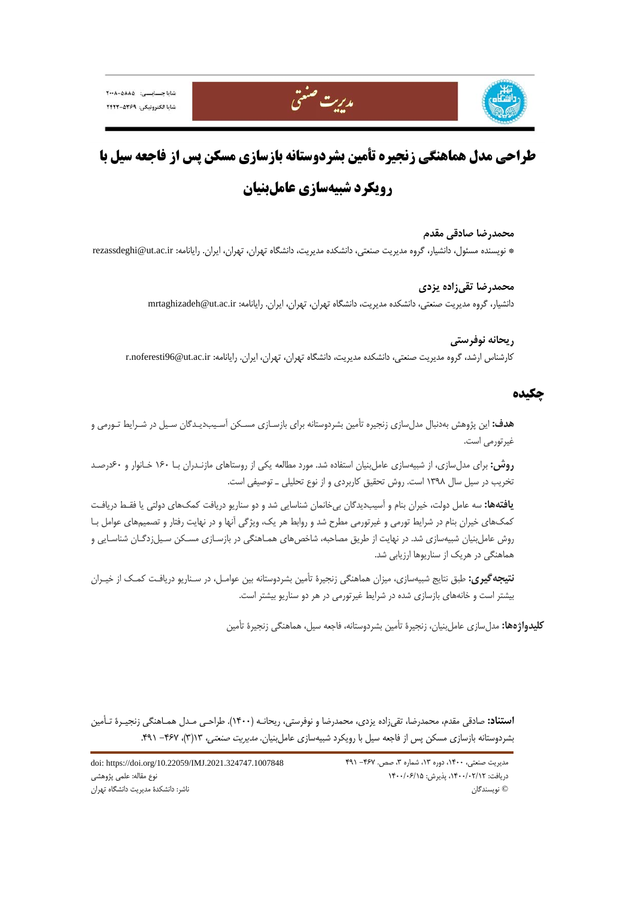# طراحی مدل هماهنگی زنجیره تأمین بشردوستانه بازسازی مسکن پس از فاجعه سیل با رویکرد شبیه‌سازی عامل‌بنیان

**محمدرضا صادقی مقدم**

* نویسنده مسئول، دانشیار، گروه مدیریت صنعتی، دانشکده مدیریت، دانشگاه تهران، تهران، ایران. رایانامه: rezassdeghi@ut.ac.ir

**محمدرضا تقی‌زاده یزدی**

دانشیار، گروه مدیریت صنعتی، دانشکده مدیریت، دانشگاه تهران، تهران، ایران. رایانامه: mrtaghizadeh@ut.ac.ir

**ریحانه نوفرستی**

کارشناس ارشد، گروه مدیریت صنعتی، دانشکده مدیریت، دانشگاه تهران، تهران، ایران. رایانامه: r.noferesti96@ut.ac.ir

## چکیده

**هدف:** این پژوهش به‌دنبال مدل‌سازی زنجیره تأمین بشردوستانه برای بازسازی مسکن آسیب‌دیدگان سیل در شرایط تورمی و غیرتورمی است.

**روش:** برای مدل‌سازی، از شبیه‌سازی عامل‌بنیان استفاده شد. مورد مطالعه یکی از روستاهای مازندران با ۱۶۰ خانوار و ۶۰درصد تخریب در سیل سال ۱۳۹۸ است. روش تحقیق کاربردی و از نوع تحلیلی ـ توصیفی است.

**یافته‌ها:** سه عامل دولت، خیران بنام و آسیب‌دیدگان بی‌خانمان شناسایی شد و دو سناریو دریافت کمک‌های دولتی یا فقط دریافت کمک‌های خیران بنام در شرایط تورمی و غیرتورمی مطرح شد و روابط هر یک، ویژگی آنها و در نهایت رفتار و تصمیم‌های عوامل با روش عامل‌بنیان شبیه‌سازی شد. در نهایت از طریق مصاحبه، شاخص‌های هماهنگی در بازسازی مسکن سیل‌زدگان شناسایی و هماهنگی در هریک از سناریوها ارزیابی شد.

**نتیجه‌گیری:** طبق نتایج شبیه‌سازی، میزان هماهنگی زنجیرۀ تأمین بشردوستانه بین عوامل، در سناریو دریافت کمک از خیران بیشتر است و خانه‌های بازسازی شده در شرایط غیرتورمی در هر دو سناریو بیشتر است.

**کلیدواژه‌ها:** مدل‌سازی عامل‌بنیان، زنجیرۀ تأمین بشردوستانه، فاجعه سیل، هماهنگی زنجیرۀ تأمین

**استناد:** صادقی مقدم، محمدرضا، تقی‌زاده یزدی، محمدرضا و نوفرستی، ریحانه (۱۴۰۰). طراحی مدل هماهنگی زنجیرۀ تأمین بشردوستانه بازسازی مسکن پس از فاجعه سیل با رویکرد شبیه‌سازی عامل‌بنیان. *مدیریت صنعتی*، ۱۳(۳)، ۴۶۷– ۴۹۱.

doi: https://doi.org/10.22059/IMJ.2021.324747.1007848

نوع مقاله: علمی پژوهشی

ناشر: دانشکدۀ مدیریت دانشگاه تهران

دریافت: ۱۴۰۰/۰۲/۱۲، پذیرش: ۱۴۰۰/۰۶/۱۵

© نویسندگان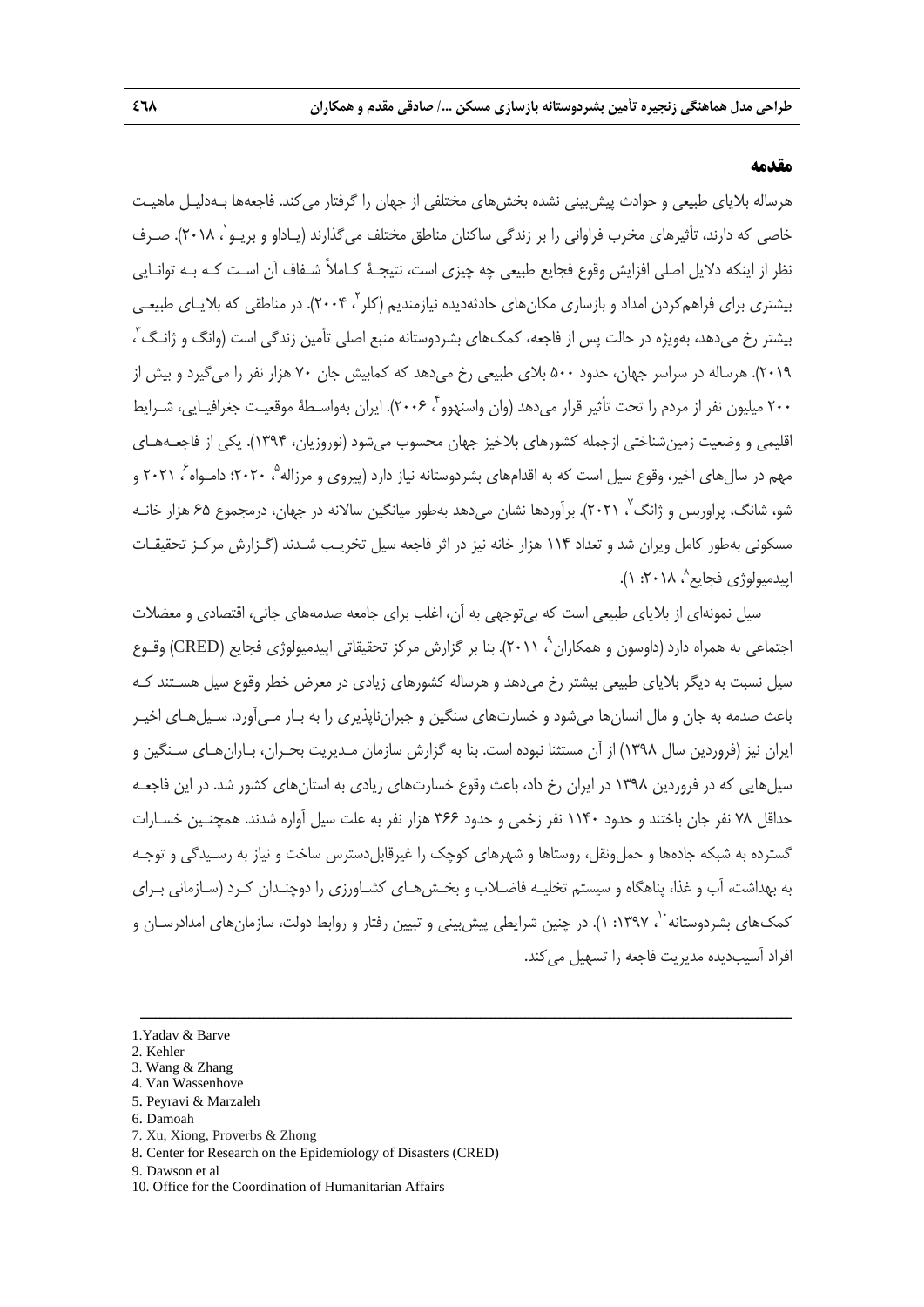## مقدمه

هرساله بلایای طبیعی و حوادث پیش‌بینی نشده بخش‌های مختلفی از جهان را گرفتار می‌کند. فاجعه‌ها به‌دلیل ماهیت خاصی که دارند، تأثیرهای مخرب فراوانی را بر زندگی ساکنان مناطق مختلف می‌گذارند (یاداو و بریو[1]، ۲۰۱۸). صرف نظر از اینکه دلایل اصلی افزایش وقوع فجایع طبیعی چه چیزی است، نتیجهٔ کاملاً شفاف آن است که به توانایی بیشتری برای فراهم‌کردن امداد و بازسازی مکان‌های حادثه‌دیده نیازمندیم (کلر[2]، ۲۰۰۴). در مناطقی که بلایای طبیعی بیشتر رخ می‌دهد، به‌ویژه در حالت پس از فاجعه، کمک‌های بشردوستانه منبع اصلی تأمین زندگی است (وانگ و ژانگ[3]، ۲۰۱۹). هرساله در سراسر جهان، حدود ۵۰۰ بلای طبیعی رخ می‌دهد که کمابیش جان ۷۰ هزار نفر را می‌گیرد و بیش از ۲۰۰ میلیون نفر از مردم را تحت تأثیر قرار می‌دهد (وان واسنهوو[4]، ۲۰۰۶). ایران به‌واسطهٔ موقعیت جغرافیایی، شرایط اقلیمی و وضعیت زمین‌شناختی ازجمله کشورهای بلاخیز جهان محسوب می‌شود (نوروزیان، ۱۳۹۴). یکی از فاجعه‌های مهم در سال‌های اخیر، وقوع سیل است که به اقدام‌های بشردوستانه نیاز دارد (پیروی و مرزاله[5]، ۲۰۲۰؛ دامواه[6]، ۲۰۲۱ و شو، شانگ، پراوربس و ژانگ[7]، ۲۰۲۱). برآوردها نشان می‌دهد به‌طور میانگین سالانه در جهان، درمجموع ۶۵ هزار خانه مسکونی به‌طور کامل ویران شد و تعداد ۱۱۴ هزار خانه نیز در اثر فاجعه سیل تخریب شدند (گزارش مرکز تحقیقات اپیدمیولوژی فجایع[8]، ۲۰۱۸: ۱).

سیل نمونه‌ای از بلایای طبیعی است که بی‌توجهی به آن، اغلب برای جامعه صدمه‌های جانی، اقتصادی و معضلات اجتماعی به همراه دارد (داوسون و همکاران[9]، ۲۰۱۱). بنا بر گزارش مرکز تحقیقاتی اپیدمیولوژی فجایع (CRED) وقوع سیل نسبت به دیگر بلایای طبیعی بیشتر رخ می‌دهد و هرساله کشورهای زیادی در معرض خطر وقوع سیل هستند که باعث صدمه به جان و مال انسان‌ها می‌شود و خسارت‌های سنگین و جبران‌ناپذیری را به بار می‌آورد. سیل‌های اخیر ایران نیز (فروردین سال ۱۳۹۸) از آن مستثنا نبوده است. بنا به گزارش سازمان مدیریت بحران، باران‌های سنگین و سیل‌هایی که در فروردین ۱۳۹۸ در ایران رخ داد، باعث وقوع خسارت‌های زیادی به استان‌های کشور شد. در این فاجعه حداقل ۷۸ نفر جان باختند و حدود ۱۱۴۰ نفر زخمی و حدود ۳۶۶ هزار نفر به علت سیل آواره شدند. همچنین خسارات گسترده به شبکه جاده‌ها و حمل‌ونقل، روستاها و شهرهای کوچک را غیرقابل‌دسترس ساخت و نیاز به رسیدگی و توجه به بهداشت، آب و غذا، پناهگاه و سیستم تخلیه فاضلاب و بخش‌های کشاورزی را دوچندان کرد (سازمانی برای کمک‌های بشردوستانه[10]، ۱۳۹۷: ۱). در چنین شرایطی پیش‌بینی و تبیین رفتار و روابط دولت، سازمان‌های امدادرسان و افراد آسیب‌دیده مدیریت فاجعه را تسهیل می‌کند.

---

1. Yadav & Barve
2. Kehler
3. Wang & Zhang
4. Van Wassenhove
5. Peyravi & Marzaleh
6. Damoah
7. Xu, Xiong, Proverbs & Zhong
8. Center for Research on the Epidemiology of Disasters (CRED)
9. Dawson et al
10. Office for the Coordination of Humanitarian Affairs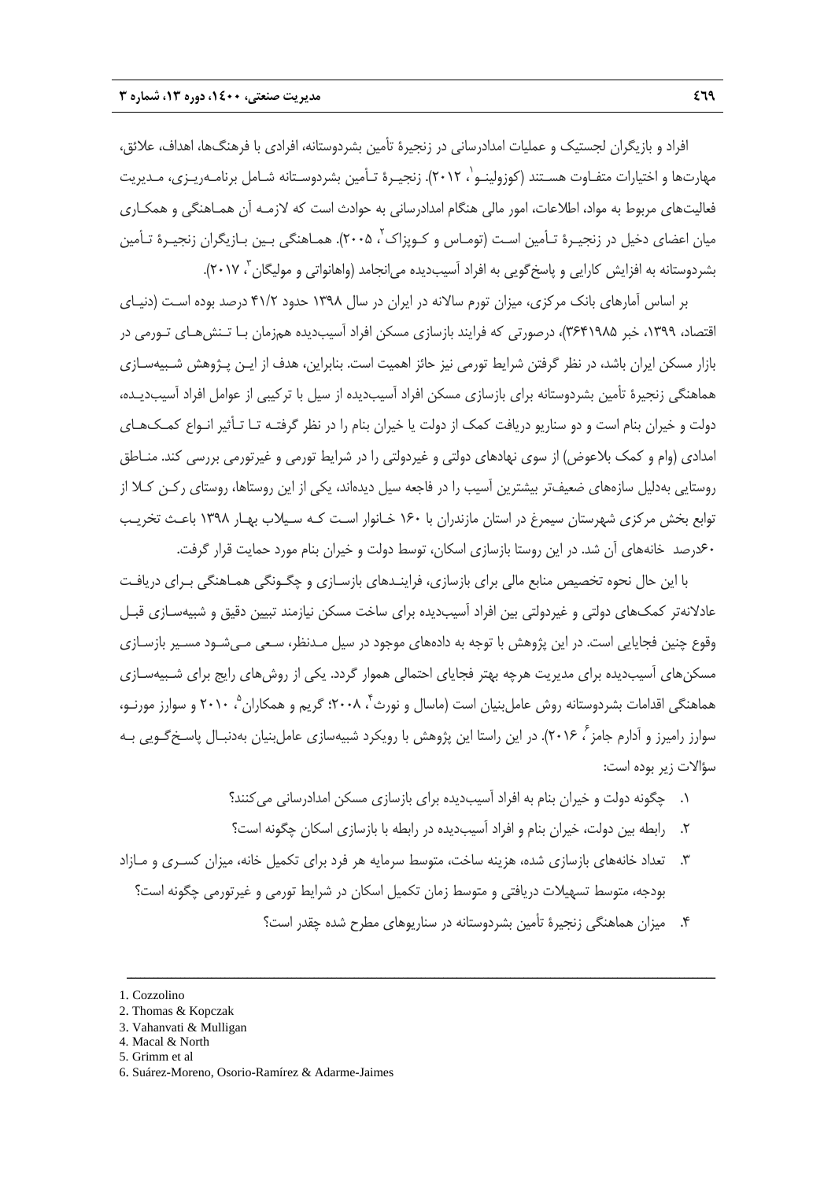افراد و بازیگران لجستیک و عملیات امدادرسانی در زنجیرهٔ تأمین بشردوستانه، افرادی با فرهنگ‌ها، اهداف، علائق، مهارت‌ها و اختیارات متفاوت هستند (کوزولینو[1]، ۲۰۱۲). زنجیرهٔ تأمین بشردوستانه شامل برنامه‌ریزی، مدیریت فعالیت‌های مربوط به مواد، اطلاعات، امور مالی هنگام امدادرسانی به حوادث است که لازمه آن هماهنگی و همکاری میان اعضای دخیل در زنجیرهٔ تأمین است (توماس و کوپزاک[2]، ۲۰۰۵). هماهنگی بین بازیگران زنجیرهٔ تأمین بشردوستانه به افزایش کارایی و پاسخ‌گویی به افراد آسیب‌دیده می‌انجامد (واهانواتی و مولیگان[3]، ۲۰۱۷).

بر اساس آمارهای بانک مرکزی، میزان تورم سالانه در ایران در سال ۱۳۹۸ حدود ۴۱/۲ درصد بوده است (دنیای اقتصاد، ۱۳۹۹، خبر ۳۶۴۱۹۸۵)، درصورتی که فرایند بازسازی مسکن افراد آسیب‌دیده همزمان با تنش‌های تورمی در بازار مسکن ایران باشد، در نظر گرفتن شرایط تورمی نیز حائز اهمیت است. بنابراین، هدف از این پژوهش شبیه‌سازی هماهنگی زنجیرهٔ تأمین بشردوستانه برای بازسازی مسکن افراد آسیب‌دیده از سیل با ترکیبی از عوامل افراد آسیب‌دیده، دولت و خیران بنام است و دو سناریو دریافت کمک از دولت یا خیران بنام را در نظر گرفته تا تأثیر انواع کمک‌های امدادی (وام و کمک بلاعوض) از سوی نهادهای دولتی و غیردولتی را در شرایط تورمی و غیرتورمی بررسی کند. مناطق روستایی به‌دلیل سازه‌های ضعیف‌تر بیشترین آسیب را در فاجعه سیل دیده‌اند، یکی از این روستاها، روستای رکن کلا از توابع بخش مرکزی شهرستان سیمرغ در استان مازندران با ۱۶۰ خانوار است که سیلاب بهار ۱۳۹۸ باعث تخریب ۶۰درصد خانه‌های آن شد. در این روستا بازسازی اسکان، توسط دولت و خیران بنام مورد حمایت قرار گرفت.

با این حال نحوه تخصیص منابع مالی برای بازسازی، فرایندهای بازسازی و چگونگی هماهنگی برای دریافت عادلانه‌تر کمک‌های دولتی و غیردولتی بین افراد آسیب‌دیده برای ساخت مسکن نیازمند تبیین دقیق و شبیه‌سازی قبل وقوع چنین فجایایی است. در این پژوهش با توجه به داده‌های موجود در سیل مدنظر، سعی می‌شود مسیر بازسازی مسکن‌های آسیب‌دیده برای مدیریت هرچه بهتر فجایای احتمالی هموار گردد. یکی از روش‌های رایج برای شبیه‌سازی هماهنگی اقدامات بشردوستانه روش عامل‌بنیان است (ماسال و نورث[4]، ۲۰۰۸؛ گریم و همکاران[5]، ۲۰۱۰ و سوارز مورنو، سوارز رامیرز و آدارم جامز[6]، ۲۰۱۶). در این راستا این پژوهش با رویکرد شبیه‌سازی عامل‌بنیان به‌دنبال پاسخ‌گویی به سؤالات زیر بوده است:

۱. چگونه دولت و خیران بنام به افراد آسیب‌دیده برای بازسازی مسکن امدادرسانی می‌کنند؟

۲. رابطه بین دولت، خیران بنام و افراد آسیب‌دیده در رابطه با بازسازی اسکان چگونه است؟

۳. تعداد خانه‌های بازسازی شده، هزینه ساخت، متوسط سرمایه هر فرد برای تکمیل خانه، میزان کسری و مازاد بودجه، متوسط تسهیلات دریافتی و متوسط زمان تکمیل اسکان در شرایط تورمی و غیرتورمی چگونه است؟

۴. میزان هماهنگی زنجیرهٔ تأمین بشردوستانه در سناریوهای مطرح شده چقدر است؟

---

1. Cozzolino
2. Thomas & Kopczak
3. Vahanvati & Mulligan
4. Macal & North
5. Grimm et al
6. Suárez-Moreno, Osorio-Ramírez & Adarme-Jaimes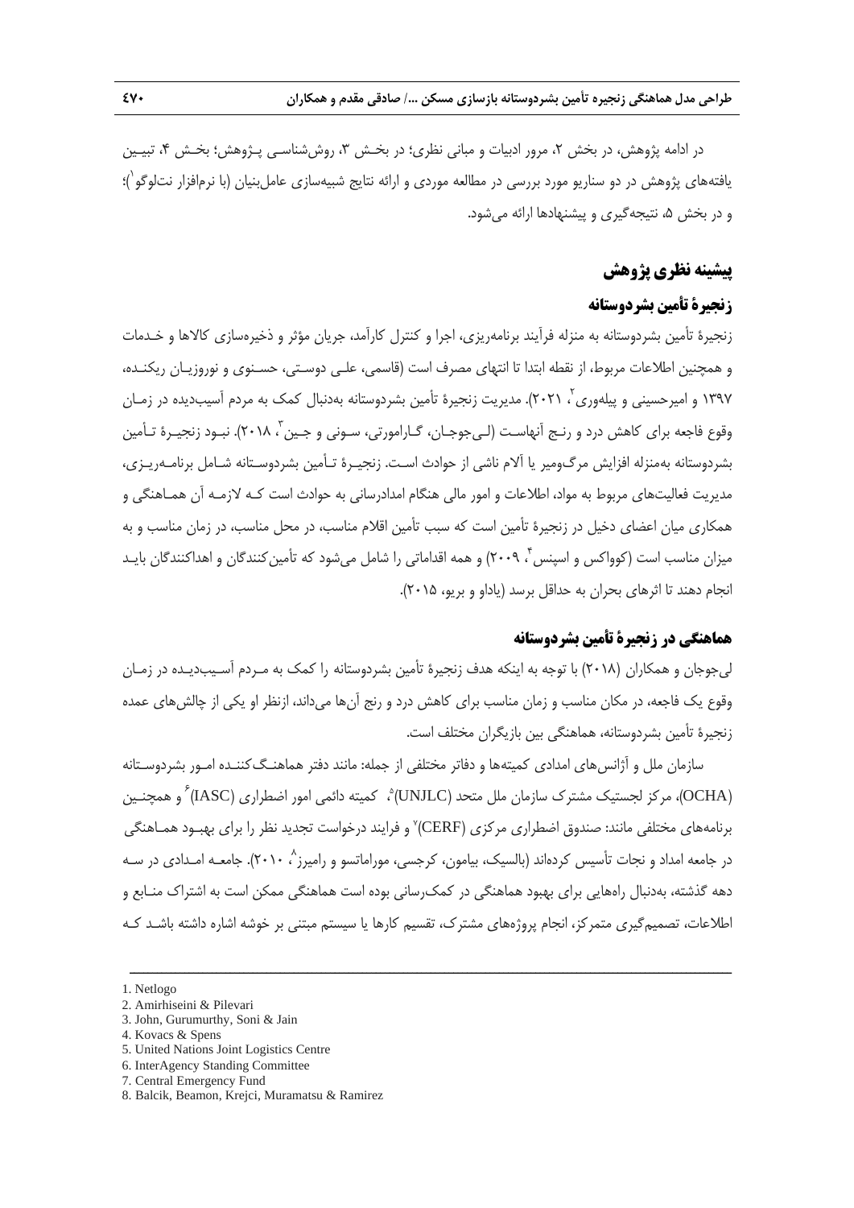در ادامه پژوهش، در بخش ۲، مرور ادبیات و مبانی نظری؛ در بخش ۳، روش‌شناسی پژوهش؛ بخش ۴، تبیین یافته‌های پژوهش در دو سناریو مورد بررسی در مطالعه موردی و ارائه نتایج شبیه‌سازی عامل‌بنیان (با نرم‌افزار نت‌لوگو[1])؛ و در بخش ۵، نتیجه‌گیری و پیشنهادها ارائه می‌شود.

## پیشینه نظری پژوهش

### زنجیرهٔ تأمین بشردوستانه

زنجیرهٔ تأمین بشردوستانه به منزله فرآیند برنامه‌ریزی، اجرا و کنترل کارآمد، جریان مؤثر و ذخیره‌سازی کالاها و خدمات و همچنین اطلاعات مربوط، از نقطه ابتدا تا انتهای مصرف است (قاسمی، علی دوستی، حسنوی و نوروزیان ریکنده، ۱۳۹۷ و امیرحسینی و پیله‌وری[2]، ۲۰۲۱). مدیریت زنجیرهٔ تأمین بشردوستانه به‌دنبال کمک به مردم آسیب‌دیده در زمان وقوع فاجعه برای کاهش درد و رنج آنهاست (لی‌جوجان، گارامورتی، سونی و جین[3]، ۲۰۱۸). نبود زنجیرهٔ تأمین بشردوستانه به‌منزله افزایش مرگ‌ومیر یا آلام ناشی از حوادث است. زنجیرهٔ تأمین بشردوستانه شامل برنامه‌ریزی، مدیریت فعالیت‌های مربوط به مواد، اطلاعات و امور مالی هنگام امدادرسانی به حوادث است که لازمه آن هماهنگی و همکاری میان اعضای دخیل در زنجیرهٔ تأمین است که سبب تأمین اقلام مناسب، در محل مناسب، در زمان مناسب و به میزان مناسب است (کوواکس و اسپنس[4]، ۲۰۰۹) و همه اقداماتی را شامل می‌شود که تأمین‌کنندگان و اهداکنندگان باید انجام دهند تا اثرهای بحران به حداقل برسد (یاداو و بریو، ۲۰۱۵).

### هماهنگی در زنجیرهٔ تأمین بشردوستانه

لی‌جوجان و همکاران (۲۰۱۸) با توجه به اینکه هدف زنجیرهٔ تأمین بشردوستانه را کمک به مردم آسیب‌دیده در زمان وقوع یک فاجعه، در مکان مناسب و زمان مناسب برای کاهش درد و رنج آن‌ها می‌داند، ازنظر او یکی از چالش‌های عمده زنجیرهٔ تأمین بشردوستانه، هماهنگی بین بازیگران مختلف است.

سازمان ملل و آژانس‌های امدادی کمیته‌ها و دفاتر مختلفی از جمله: مانند دفتر هماهنگ‌کننده امور بشردوستانه (OCHA)، مرکز لجستیک مشترک سازمان ملل متحد (UNJLC)[5]، کمیته دائمی امور اضطراری (IASC)[6] و همچنین برنامه‌های مختلفی مانند: صندوق اضطراری مرکزی (CERF)[7] و فرایند درخواست تجدید نظر را برای بهبود هماهنگی در جامعه امداد و نجات تأسیس کرده‌اند (بالسیک، بیامون، کرجسی، موراماتسو و رامیرز[8]، ۲۰۱۰). جامعه امدادی در سه دهه گذشته، به‌دنبال راه‌هایی برای بهبود هماهنگی در کمک‌رسانی بوده است هماهنگی ممکن است به اشتراک منابع و اطلاعات، تصمیم‌گیری متمرکز، انجام پروژه‌های مشترک، تقسیم کارها یا سیستم مبتنی بر خوشه اشاره داشته باشد که

---

1. Netlogo
2. Amirhiseini & Pilevari
3. John, Gurumurthy, Soni & Jain
4. Kovacs & Spens
5. United Nations Joint Logistics Centre
6. InterAgency Standing Committee
7. Central Emergency Fund
8. Balcik, Beamon, Krejci, Muramatsu & Ramirez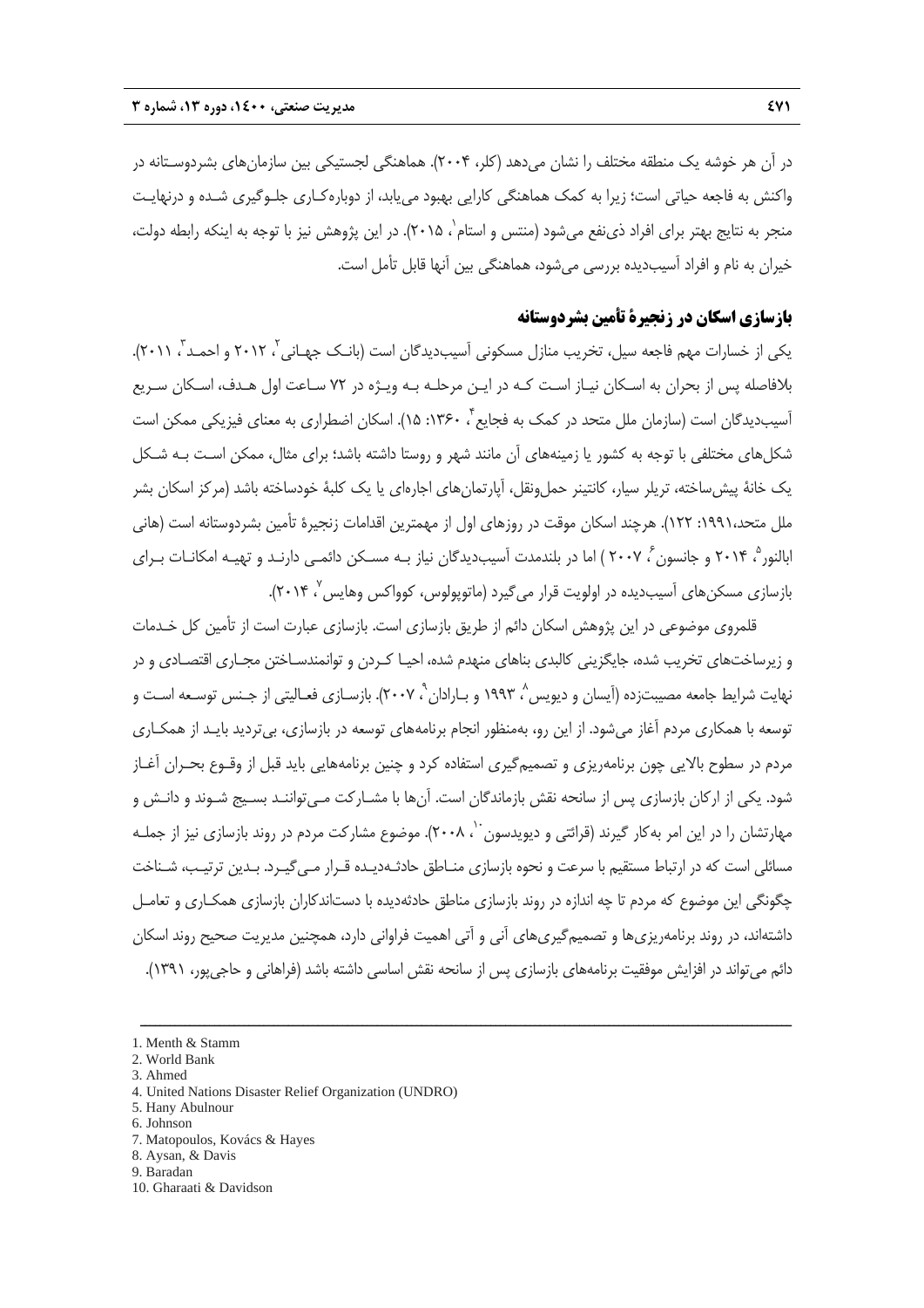در آن هر خوشه یک منطقه مختلف را نشان می‌دهد (کلر، ۲۰۰۴). هماهنگی لجستیکی بین سازمان‌های بشردوستانه در واکنش به فاجعه حیاتی است؛ زیرا به کمک هماهنگی کارایی بهبود می‌یابد، از دوباره‌کاری جلوگیری شده و درنهایت منجر به نتایج بهتر برای افراد ذی‌نفع می‌شود (منتس و استام[1]، ۲۰۱۵). در این پژوهش نیز با توجه به اینکه رابطه دولت، خیران به نام و افراد آسیب‌دیده بررسی می‌شود، هماهنگی بین آنها قابل تأمل است.

## بازسازی اسکان در زنجیرهٔ تأمین بشردوستانه

یکی از خسارات مهم فاجعه سیل، تخریب منازل مسکونی آسیب‌دیدگان است (بانک جهانی[2]، ۲۰۱۲ و احمد[3]، ۲۰۱۱). بلافاصله پس از بحران به اسکان نیاز است که در این مرحله به ویژه در ۷۲ ساعت اول هدف، اسکان سریع آسیب‌دیدگان است (سازمان ملل متحد در کمک به فجایع[4]، ۱۳۶۰: ۱۵). اسکان اضطراری به معنای فیزیکی ممکن است شکل‌های مختلفی با توجه به کشور یا زمینه‌های آن مانند شهر و روستا داشته باشد؛ برای مثال، ممکن است به شکل یک خانهٔ پیش‌ساخته، تریلر سیار، کانتینر حمل‌ونقل، آپارتمان‌های اجاره‌ای یا یک کلبهٔ خودساخته باشد (مرکز اسکان بشر ملل متحد،۱۹۹۱: ۱۲۲). هرچند اسکان موقت در روزهای اول از مهمترین اقدامات زنجیرهٔ تأمین بشردوستانه است (هانی ابالنور[5]، ۲۰۱۴ و جانسون[6]، ۲۰۰۷ ) اما در بلندمدت آسیب‌دیدگان نیاز به مسکن دائمی دارند و تهیه امکانات برای بازسازی مسکن‌های آسیب‌دیده در اولویت قرار می‌گیرد (ماتوپولوس، کوواکس وهایس[7]، ۲۰۱۴).

قلمروی موضوعی در این پژوهش اسکان دائم از طریق بازسازی است. بازسازی عبارت است از تأمین کل خدمات و زیرساخت‌های تخریب شده، جایگزینی کالبدی بناهای منهدم شده، احیا کردن و توانمندساختن مجاری اقتصادی و در نهایت شرایط جامعه مصیبت‌زده (آیسان و دیویس[8]، ۱۹۹۳ و بارادان[9]، ۲۰۰۷). بازسازی فعالیتی از جنس توسعه است و توسعه با همکاری مردم آغاز می‌شود. از این رو، به‌منظور انجام برنامه‌های توسعه در بازسازی، بی‌تردید باید از همکاری مردم در سطوح بالایی چون برنامه‌ریزی و تصمیم‌گیری استفاده کرد و چنین برنامه‌هایی باید قبل از وقوع بحران آغاز شود. یکی از ارکان بازسازی پس از سانحه نقش بازماندگان است. آن‌ها با مشارکت می‌توانند بسیج شوند و دانش و مهارتشان را در این امر به‌کار گیرند (قرائتی و دیویدسون[10]، ۲۰۰۸). موضوع مشارکت مردم در روند بازسازی نیز از جمله مسائلی است که در ارتباط مستقیم با سرعت و نحوه بازسازی مناطق حادثه‌دیده قرار می‌گیرد. بدین ترتیب، شناخت چگونگی این موضوع که مردم تا چه اندازه در روند بازسازی مناطق حادثه‌دیده با دست‌اندکاران بازسازی همکاری و تعامل داشته‌اند، در روند برنامه‌ریزی‌ها و تصمیم‌گیری‌های آنی و آتی اهمیت فراوانی دارد، همچنین مدیریت صحیح روند اسکان دائم می‌تواند در افزایش موفقیت برنامه‌های بازسازی پس از سانحه نقش اساسی داشته باشد (فراهانی و حاجی‌پور، ۱۳۹۱).

---

1. Menth & Stamm
2. World Bank
3. Ahmed
4. United Nations Disaster Relief Organization (UNDRO)
5. Hany Abulnour
6. Johnson
7. Matopoulos, Kovács & Hayes
8. Aysan, & Davis
9. Baradan
10. Gharaati & Davidson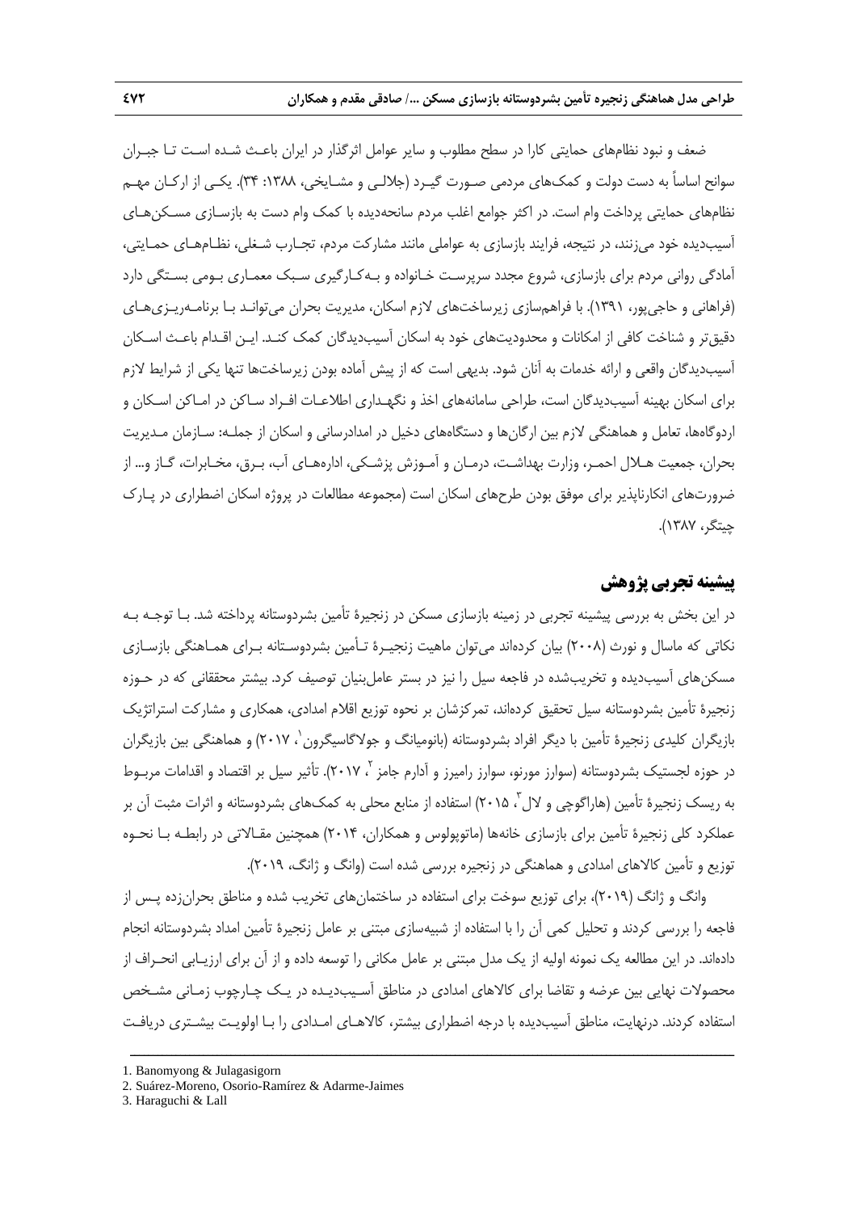ضعف و نبود نظام‌های حمایتی کارا در سطح مطلوب و سایر عوامل اثرگذار در ایران باعث شده است تا جبران سوانح اساساً به دست دولت و کمک‌های مردمی صورت گیرد (جلالی و مشایخی، ۱۳۸۸: ۳۴). یکی از ارکان مهم نظام‌های حمایتی پرداخت وام است. در اکثر جوامع اغلب مردم سانحه‌دیده با کمک وام دست به بازسازی مسکن‌های آسیب‌دیده خود می‌زنند، در نتیجه، فرایند بازسازی به عواملی مانند مشارکت مردم، تجارب شغلی، نظام‌های حمایتی، آمادگی روانی مردم برای بازسازی، شروع مجدد سرپرست خانواده و به‌کارگیری سبک معماری بومی بستگی دارد (فراهانی و حاجی‌پور، ۱۳۹۱). با فراهم‌سازی زیرساخت‌های لازم اسکان، مدیریت بحران می‌تواند با برنامه‌ریزی‌های دقیق‌تر و شناخت کافی از امکانات و محدودیت‌های خود به اسکان آسیب‌دیدگان کمک کند. این اقدام باعث اسکان آسیب‌دیدگان واقعی و ارائه خدمات به آنان شود. بدیهی است که از پیش آماده بودن زیرساخت‌ها تنها یکی از شرایط لازم برای اسکان بهینه آسیب‌دیدگان است، طراحی سامانه‌های اخذ و نگهداری اطلاعات افراد ساکن در اماکن اسکان و اردوگاه‌ها، تعامل و هماهنگی لازم بین ارگان‌ها و دستگاه‌های دخیل در امدادرسانی و اسکان از جمله: سازمان مدیریت بحران، جمعیت هلال احمر، وزارت بهداشت، درمان و آموزش پزشکی، اداره‌های آب، برق، مخابرات، گاز و... از ضرورت‌های انکارناپذیر برای موفق بودن طرح‌های اسکان است (مجموعه مطالعات در پروژه اسکان اضطراری در پارک چیتگر، ۱۳۸۷).

## پیشینه تجربی پژوهش

در این بخش به بررسی پیشینه تجربی در زمینه بازسازی مسکن در زنجیرهٔ تأمین بشردوستانه پرداخته شد. با توجه به نکاتی که ماسال و نورث (۲۰۰۸) بیان کرده‌اند می‌توان ماهیت زنجیرهٔ تأمین بشردوستانه برای هماهنگی بازسازی مسکن‌های آسیب‌دیده و تخریب‌شده در فاجعه سیل را نیز در بستر عامل‌بنیان توصیف کرد. بیشتر محققانی که در حوزه زنجیرهٔ تأمین بشردوستانه سیل تحقیق کرده‌اند، تمرکزشان بر نحوه توزیع اقلام امدادی، همکاری و مشارکت استراتژیک بازیگران کلیدی زنجیرهٔ تأمین با دیگر افراد بشردوستانه (بانومیانگ و جولاگاسیگرون[1]، ۲۰۱۷) و هماهنگی بین بازیگران در حوزه لجستیک بشردوستانه (سوارز مورنو، سوارز رامیرز و آدارم جامز[2]، ۲۰۱۷). تأثیر سیل بر اقتصاد و اقدامات مربوط به ریسک زنجیرهٔ تأمین (هاراگوچی و لال[3]، ۲۰۱۵) استفاده از منابع محلی به کمک‌های بشردوستانه و اثرات مثبت آن بر عملکرد کلی زنجیرهٔ تأمین برای بازسازی خانه‌ها (ماتوپولوس و همکاران، ۲۰۱۴) همچنین مقالاتی در رابطه با نحوه توزیع و تأمین کالاهای امدادی و هماهنگی در زنجیره بررسی شده است (وانگ و ژانگ، ۲۰۱۹).

وانگ و ژانگ (۲۰۱۹)، برای توزیع سوخت برای استفاده در ساختمان‌های تخریب شده و مناطق بحران‌زده پس از فاجعه را بررسی کردند و تحلیل کمی آن را با استفاده از شبیه‌سازی مبتنی بر عامل زنجیرهٔ تأمین امداد بشردوستانه انجام داده‌اند. در این مطالعه یک نمونه اولیه از یک مدل مبتنی بر عامل مکانی را توسعه داده و از آن برای ارزیابی انحراف از محصولات نهایی بین عرضه و تقاضا برای کالاهای امدادی در مناطق آسیب‌دیده در یک چارچوب زمانی مشخص استفاده کردند. درنهایت، مناطق آسیب‌دیده با درجه اضطراری بیشتر، کالاهای امدادی را با اولویت بیشتری دریافت

---

1. Banomyong & Julagasigorn
2. Suárez-Moreno, Osorio-Ramírez & Adarme-Jaimes
3. Haraguchi & Lall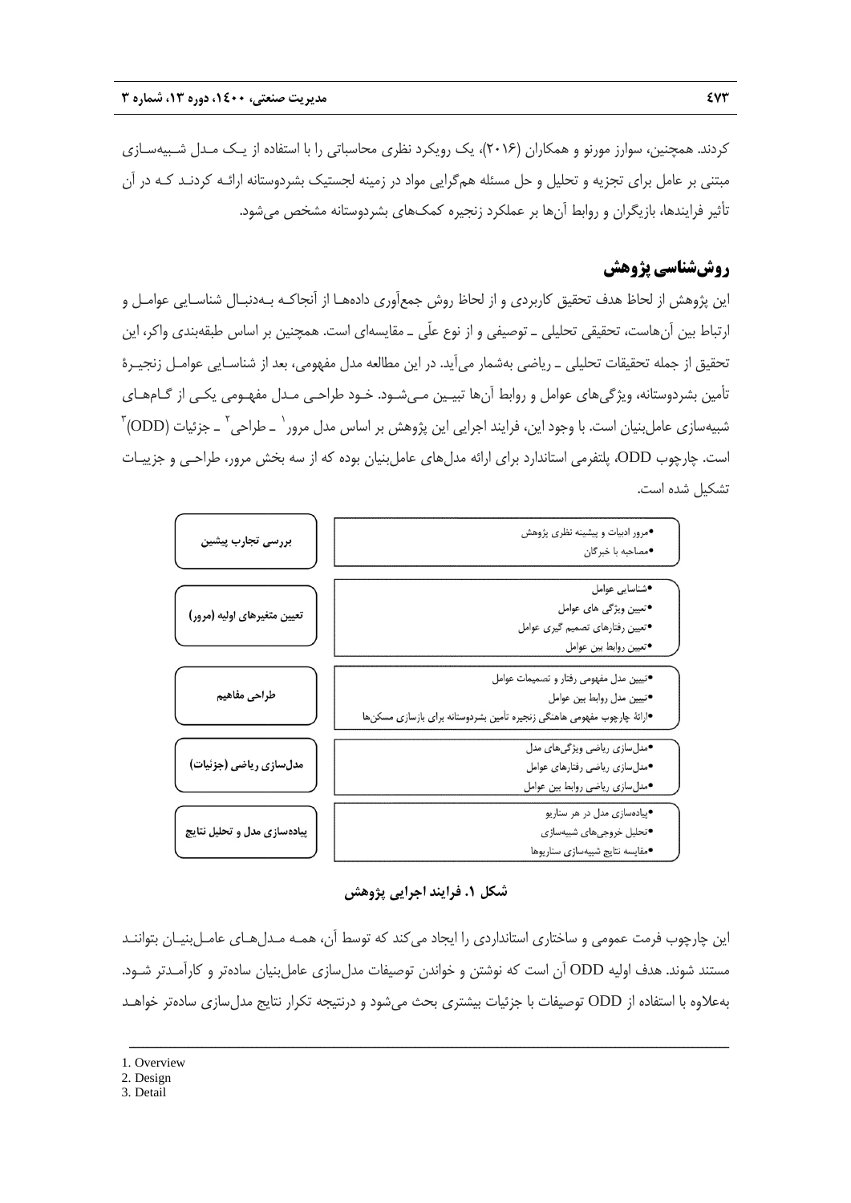کردند. همچنین، سوارز مورنو و همکاران (۲۰۱۶)، یک رویکرد نظری محاسباتی را با استفاده از یک مدل شبیه‌سازی مبتنی بر عامل برای تجزیه و تحلیل و حل مسئله هم‌گرایی مواد در زمینه لجستیک بشردوستانه ارائه کردند که در آن تأثیر فرایندها، بازیگران و روابط آن‌ها بر عملکرد زنجیره کمک‌های بشردوستانه مشخص می‌شود.

## روش‌شناسی پژوهش

این پژوهش از لحاظ هدف تحقیق کاربردی و از لحاظ روش جمع‌آوری داده‌ها از آنجاکه به‌دنبال شناسایی عوامل و ارتباط بین آن‌هاست، تحقیقی تحلیلی ـ توصیفی و از نوع علّی ـ مقایسه‌ای است. همچنین بر اساس طبقه‌بندی واکر، این تحقیق از جمله تحقیقات تحلیلی ـ ریاضی به‌شمار می‌آید. در این مطالعه مدل مفهومی، بعد از شناسایی عوامل زنجیرهٔ تأمین بشردوستانه، ویژگی‌های عوامل و روابط آن‌ها تبیین می‌شود. خود طراحی مدل مفهومی یکی از گام‌های شبیه‌سازی عامل‌بنیان است. با وجود این، فرایند اجرایی این پژوهش بر اساس مدل مرور[1] ـ طراحی[2] ـ جزئیات (ODD)[3] است. چارچوب ODD، پلتفرمی استاندارد برای ارائه مدل‌های عامل‌بنیان بوده که از سه بخش مرور، طراحی و جزییات تشکیل شده است.

| مرحله | فعالیت‌ها |
|---|---|
| بررسی تجارب پیشین | •مرور ادبیات و پیشینه نظری پژوهش<br>•مصاحبه با خبرگان |
| تعیین متغیرهای اولیه (مرور) | •شناسایی عوامل<br>•تعیین ویژگی های عوامل<br>•تعیین رفتارهای تصمیم گیری عوامل<br>•تعیین روابط بین عوامل |
| طراحی مفاهیم | •تبیین مدل مفهومی رفتار و تصمیمات عوامل<br>•تبیین مدل روابط بین عوامل<br>•ارائهٔ چارچوب مفهومی هاهنگی زنجیره تأمین بشردوستانه برای بازسازی مسکن‌ها |
| مدل‌سازی ریاضی (جزئیات) | •مدل‌سازی ریاضی ویژگی‌های مدل<br>•مدل‌سازی ریاضی رفتارهای عوامل<br>•مدل‌سازی ریاضی روابط بین عوامل |
| پیاده‌سازی مدل و تحلیل نتایج | •پیاده‌سازی مدل در هر سناریو<br>•تحلیل خروجی‌های شبیه‌سازی<br>•مقایسه نتایج شبیه‌سازی سناریوها |

**شکل ۱. فرایند اجرایی پژوهش**

این چارچوب فرمت عمومی و ساختاری استانداردی را ایجاد می‌کند که توسط آن، همه مدل‌های عامل‌بنیان بتوانند مستند شوند. هدف اولیه ODD آن است که نوشتن و خواندن توصیفات مدل‌سازی عامل‌بنیان ساده‌تر و کارآمدتر شود. به‌علاوه با استفاده از ODD توصیفات با جزئیات بیشتری بحث می‌شود و درنتیجه تکرار نتایج مدل‌سازی ساده‌تر خواهد

---

1. Overview
2. Design
3. Detail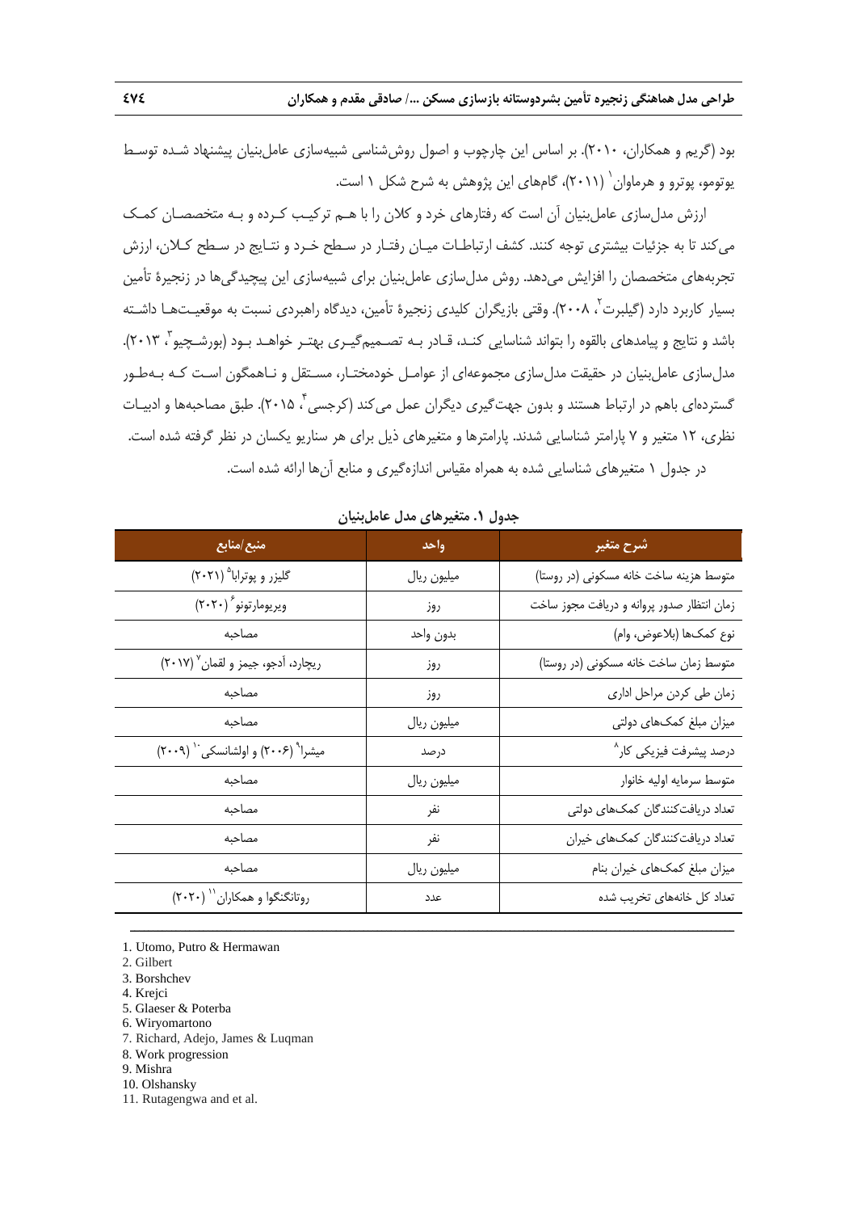بود (گریم و همکاران، ۲۰۱۰). بر اساس این چارچوب و اصول روش‌شناسی شبیه‌سازی عامل‌بنیان پیشنهاد شده توسط یوتومو، پوترو و هرماوان[1] (۲۰۱۱)، گام‌های این پژوهش به شرح شکل ۱ است.

ارزش مدل‌سازی عامل‌بنیان آن است که رفتارهای خرد و کلان را با هم ترکیب کرده و به متخصصان کمک می‌کند تا به جزئیات بیشتری توجه کنند. کشف ارتباطات میان رفتار در سطح خرد و نتایج در سطح کلان، ارزش تجربه‌های متخصصان را افزایش می‌دهد. روش مدل‌سازی عامل‌بنیان برای شبیه‌سازی این پیچیدگی‌ها در زنجیرهٔ تأمین بسیار کاربرد دارد (گیلبرت[2]، ۲۰۰۸). وقتی بازیگران کلیدی زنجیرهٔ تأمین، دیدگاه راهبردی نسبت به موقعیت‌ها داشته باشد و نتایج و پیامدهای بالقوه را بتواند شناسایی کند، قادر به تصمیم‌گیری بهتر خواهد بود (بورشچیو[3]، ۲۰۱۳). مدل‌سازی عامل‌بنیان در حقیقت مدل‌سازی مجموعه‌ای از عوامل خودمختار، مستقل و ناهمگون است که به‌طور گسترده‌ای باهم در ارتباط هستند و بدون جهت‌گیری دیگران عمل می‌کند (کرجسی[4]، ۲۰۱۵). طبق مصاحبه‌ها و ادبیات نظری، ۱۲ متغیر و ۷ پارامتر شناسایی شدند. پارامترها و متغیرهای ذیل برای هر سناریو یکسان در نظر گرفته شده است. در جدول ۱ متغیرهای شناسایی شده به همراه مقیاس اندازه‌گیری و منابع آن‌ها ارائه شده است.

**جدول ۱. متغیرهای مدل عامل‌بنیان**

| شرح متغیر | واحد | منبع/منابع |
|---|---|---|
| متوسط هزینه ساخت خانه مسکونی (در روستا) | میلیون ریال | گلیزر و پوترابا[5] (۲۰۲۱) |
| زمان انتظار صدور پروانه و دریافت مجوز ساخت | روز | ویریومارتونو[6] (۲۰۲۰) |
| نوع کمک‌ها (بلاعوض، وام) | بدون واحد | مصاحبه |
| متوسط زمان ساخت خانه مسکونی (در روستا) | روز | ریچارد، آدجو، جیمز و لقمان[7] (۲۰۱۷) |
| زمان طی کردن مراحل اداری | روز | مصاحبه |
| میزان مبلغ کمک‌های دولتی | میلیون ریال | مصاحبه |
| درصد پیشرفت فیزیکی کار[8] | درصد | میشرا[9] (۲۰۰۶) و اولشانسکی[10] (۲۰۰۹) |
| متوسط سرمایه اولیه خانوار | میلیون ریال | مصاحبه |
| تعداد دریافت‌کنندگان کمک‌های دولتی | نفر | مصاحبه |
| تعداد دریافت‌کنندگان کمک‌های خیران | نفر | مصاحبه |
| میزان مبلغ کمک‌های خیران بنام | میلیون ریال | مصاحبه |
| تعداد کل خانه‌های تخریب شده | عدد | روتانگنگوا و همکاران[11] (۲۰۲۰) |

1. Utomo, Putro & Hermawan
2. Gilbert
3. Borshchev
4. Krejci
5. Glaeser & Poterba
6. Wiryomartono
7. Richard, Adejo, James & Luqman
8. Work progression
9. Mishra
10. Olshansky
11. Rutagengwa and et al.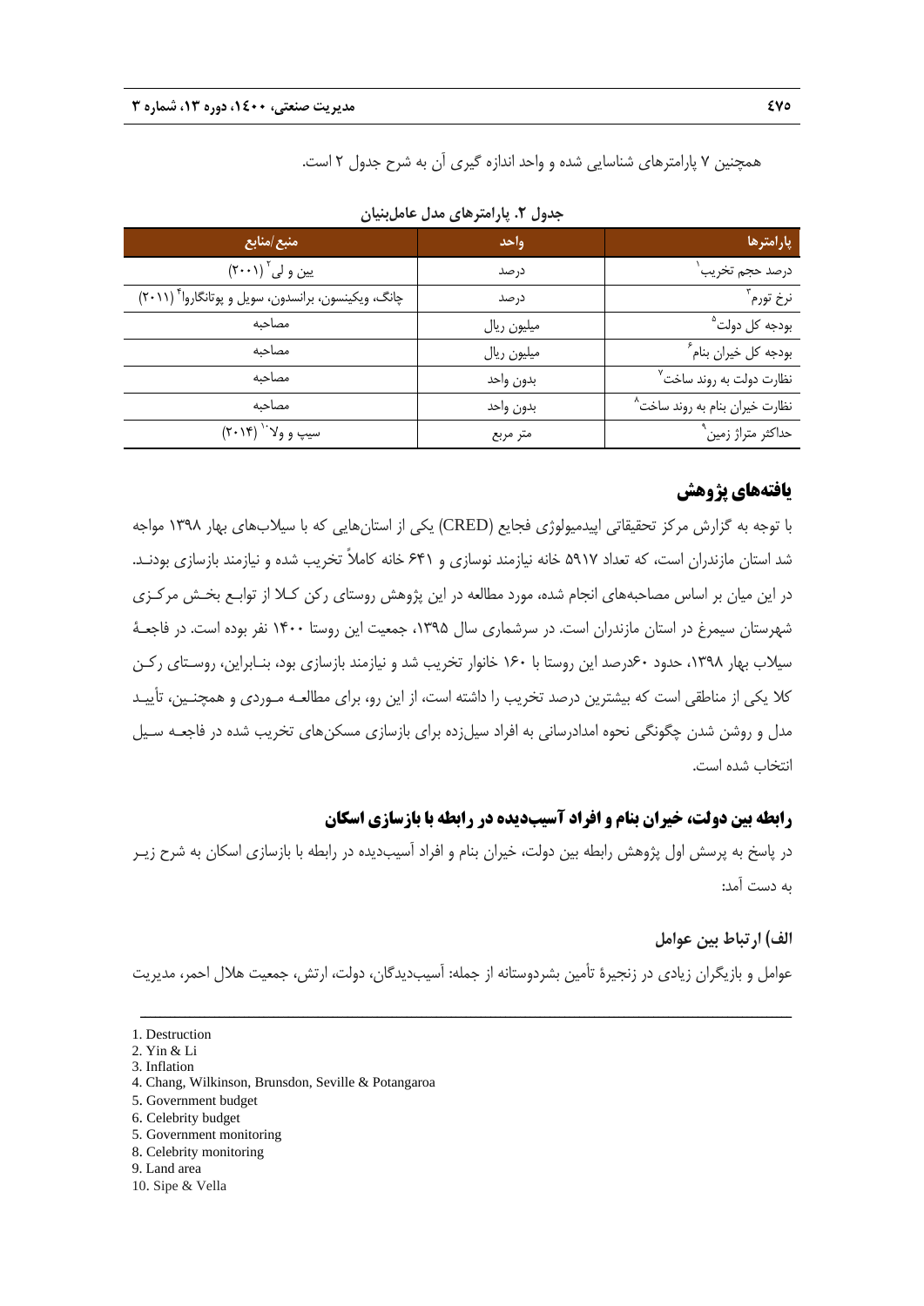همچنین ۷ پارامترهای شناسایی شده و واحد اندازه گیری آن به شرح جدول ۲ است.

**جدول ۲. پارامترهای مدل عامل‌بنیان**

| پارامترها | واحد | منبع/منابع |
|---|---|---|
| درصد حجم تخریب[1] | درصد | یین و لی[2] (۲۰۰۱) |
| نرخ تورم[3] | درصد | چانگ، ویکینسون، برانسدون، سویل و پوتانگاروا[4] (۲۰۱۱) |
| بودجه کل دولت[5] | میلیون ریال | مصاحبه |
| بودجه کل خیران بنام[6] | میلیون ریال | مصاحبه |
| نظارت دولت به روند ساخت[7] | بدون واحد | مصاحبه |
| نظارت خیران بنام به روند ساخت[8] | بدون واحد | مصاحبه |
| حداکثر متراژ زمین[9] | متر مربع | سیپ و ولا[10] (۲۰۱۴) |

## یافته‌های پژوهش

با توجه به گزارش مرکز تحقیقاتی اپیدمیولوژی فجایع (CRED) یکی از استان‌هایی که با سیلاب‌های بهار ۱۳۹۸ مواجه شد استان مازندران است، که تعداد ۵۹۱۷ خانه نیازمند نوسازی و ۶۴۱ خانه کاملاً تخریب شده و نیازمند بازسازی بودند. در این میان بر اساس مصاحبه‌های انجام شده، مورد مطالعه در این پژوهش روستای رکن کلا از توابع بخش مرکزی شهرستان سیمرغ در استان مازندران است. در سرشماری سال ۱۳۹۵، جمعیت این روستا ۱۴۰۰ نفر بوده است. در فاجعهٔ سیلاب بهار ۱۳۹۸، حدود ۶۰درصد این روستا با ۱۶۰ خانوار تخریب شد و نیازمند بازسازی بود، بنابراین، روستای رکن کلا یکی از مناطقی است که بیشترین درصد تخریب را داشته است، از این رو، برای مطالعه موردی و همچنین، تأیید مدل و روشن شدن چگونگی نحوه امدادرسانی به افراد سیل‌زده برای بازسازی مسکن‌های تخریب شده در فاجعه سیل انتخاب شده است.

### رابطه بین دولت، خیران بنام و افراد آسیب‌دیده در رابطه با بازسازی اسکان

در پاسخ به پرسش اول پژوهش رابطه بین دولت، خیران بنام و افراد آسیب‌دیده در رابطه با بازسازی اسکان به شرح زیر به دست آمد:

#### الف) ارتباط بین عوامل

عوامل و بازیگران زیادی در زنجیرهٔ تأمین بشردوستانه از جمله: آسیب‌دیدگان، دولت، ارتش، جمعیت هلال احمر، مدیریت

---

1. Destruction
2. Yin & Li
3. Inflation
4. Chang, Wilkinson, Brunsdon, Seville & Potangaroa
5. Government budget
6. Celebrity budget
5. Government monitoring
8. Celebrity monitoring
9. Land area
10. Sipe & Vella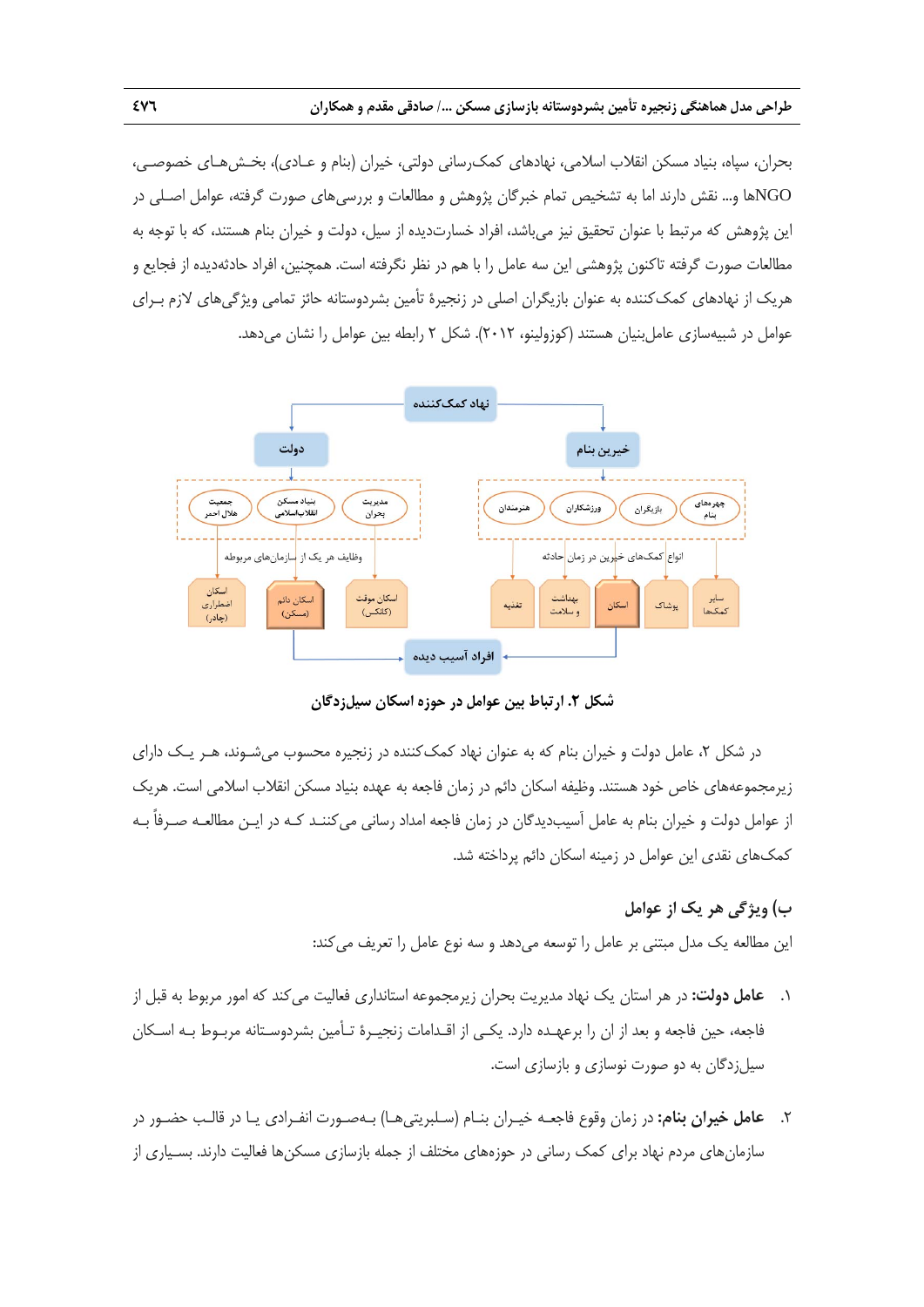بحران، سپاه، بنیاد مسکن انقلاب اسلامی، نهادهای کمک‌رسانی دولتی، خیران (بنام و عـادی)، بخـش‌هـای خصوصـی، NGOها و... نقش دارند اما به تشخیص تمام خبرگان پژوهش و مطالعات و بررسی‌های صورت گرفته، عوامل اصـلی در این پژوهش که مرتبط با عنوان تحقیق نیز می‌باشد، افراد خسارت‌دیده از سیل، دولت و خیران بنام هستند، که با توجه به مطالعات صورت گرفته تاکنون پژوهشی این سه عامل را با هم در نظر نگرفته است. همچنین، افراد حادثه‌دیده از فجایع و هریک از نهادهای کمک‌کننده به عنوان بازیگران اصلی در زنجیرهٔ تأمین بشردوستانه حائز تمامی ویژگی‌های لازم بـرای عوامل در شبیه‌سازی عامل‌بنیان هستند (کوزولینو، ۲۰۱۲). شکل ۲ رابطه بین عوامل را نشان می‌دهد.

نهاد کمک‌کننده

دولت | خیرین بنام

جمعیت هلال احمر | بنیاد مسکن انقلاب‌اسلامی | مدیریت بحران | هنرمندان | ورزشکاران | بازیگران | چهره‌های بنام

وظایف هر یک از سازمان‌های مربوطه | انواع کمک‌های خیرین در زمان حادثه

اسکان اضطراری (چادر) | اسکان دائم (مسکن) | اسکان موقت (کانکس) | تغذیه | بهداشت و سلامت | اسکان | پوشاک | سایر کمک‌ها

افراد آسیب دیده

**شکل ۲. ارتباط بین عوامل در حوزه اسکان سیل‌زدگان**

در شکل ۲، عامل دولت و خیران بنام که به عنوان نهاد کمک‌کننده در زنجیره محسوب می‌شـوند، هـر یـک دارای زیرمجموعه‌های خاص خود هستند. وظیفه اسکان دائم در زمان فاجعه به عهده بنیاد مسکن انقلاب اسلامی است. هریک از عوامل دولت و خیران بنام به عامل آسیب‌دیدگان در زمان فاجعه امداد رسانی می‌کننـد کـه در ایـن مطالعـه صـرفاً بـه کمک‌های نقدی این عوامل در زمینه اسکان دائم پرداخته شد.

### ب) ویژگی هر یک از عوامل

این مطالعه یک مدل مبتنی بر عامل را توسعه می‌دهد و سه نوع عامل را تعریف می‌کند:

۱. **عامل دولت:** در هر استان یک نهاد مدیریت بحران زیرمجموعه استانداری فعالیت می‌کند که امور مربوط به قبل از فاجعه، حین فاجعه و بعد از ان را برعهـده دارد. یکـی از اقـدامات زنجیـرهٔ تـأمین بشردوسـتانه مربـوط بـه اسـکان سیل‌زدگان به دو صورت نوسازی و بازسازی است.

۲. **عامل خیران بنام:** در زمان وقوع فاجعـه خیـران بنـام (سـلبریتی‌هـا) بـه‌صـورت انفـرادی یـا در قالـب حضـور در سازمان‌های مردم نهاد برای کمک رسانی در حوزه‌های مختلف از جمله بازسازی مسکن‌ها فعالیت دارند. بسـیاری از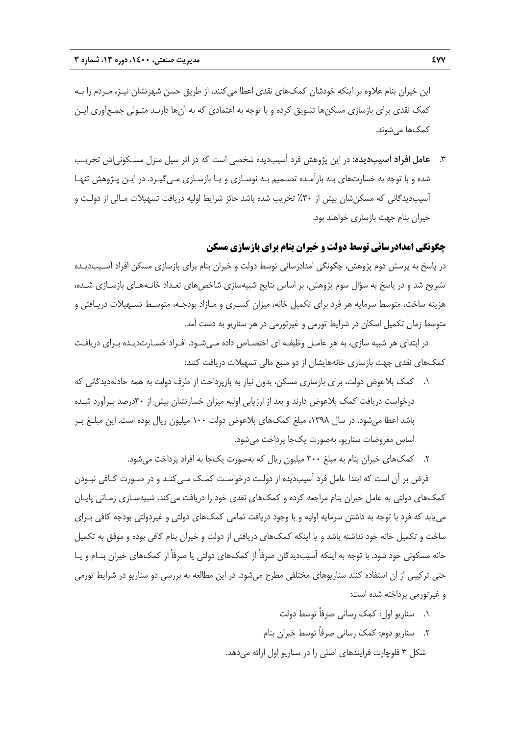این خیران بنام علاوه بر اینکه خودشان کمک‌های نقدی اعطا می‌کنند، از طریق حسن شهرتشان نیز، مردم را به کمک نقدی برای بازسازی مسکن‌ها تشویق کرده و با توجه به اعتمادی که به آن‌ها دارند متولی جمع‌آوری این کمک‌ها می‌شوند.

۳. **عامل افراد آسیب‌دیده:** در این پژوهش فرد آسیب‌دیده شخصی است که در اثر سیل منزل مسکونی‌اش تخریب شده و با توجه به خسارت‌های به بارآمده تصمیم به نوسازی و یا بازسازی می‌گیرد. در این پژوهش تنها آسیب‌دیدگانی که مسکن‌شان بیش از ۳۰٪ تخریب شده باشد حائز شرایط اولیه دریافت تسهیلات مالی از دولت و خیران بنام جهت بازسازی خواهند بود.

## چگونگی امدادرسانی توسط دولت و خیران بنام برای بازسازی مسکن

در پاسخ به پرسش دوم پژوهش، چگونگی امدادرسانی توسط دولت و خیران بنام برای بازسازی مسکن افراد آسیب‌دیده تشریح شد و در پاسخ به سؤال سوم پژوهش، بر اساس نتایج شبیه‌سازی شاخص‌های تعداد خانه‌های بازسازی شده، هزینه ساخت، متوسط سرمایه هر فرد برای تکمیل خانه، میزان کسری و مازاد بودجه، متوسط تسهیلات دریافتی و متوسط زمان تکمیل اسکان در شرایط تورمی و غیرتورمی در هر سناریو به دست آمد.

در ابتدای هر شبیه سازی، به هر عامل وظیفه ای اختصاص داده می‌شود. افراد خسارت‌دیده برای دریافت کمک‌های نقدی جهت بازسازی خانه‌هایشان از دو منبع مالی تسهیلات دریافت کنند:

۱. کمک بلاعوض دولت، برای بازسازی مسکن، بدون نیاز به بازپرداخت از طرف دولت به همه حادثه‌دیدگانی که درخواست دریافت کمک بلاعوض دارند و بعد از ارزیابی اولیه میزان خسارتشان بیش از ۳۰درصد برآورد شده باشد اعطا می‌شود. در سال ۱۳۹۸، مبلغ کمک‌های بلاعوض دولت ۱۰۰ میلیون ریال بوده است. این مبلغ بر اساس مفروضات سناریو، به‌صورت یک‌جا پرداخت می‌شود.

۲. کمک‌های خیران بنام به مبلغ ۳۰۰ میلیون ریال که به‌صورت یک‌جا به افراد پرداخت می‌شود.

فرض بر آن است که ابتدا عامل فرد آسیب‌دیده از دولت درخواست کمک می‌کند و در صورت کافی نبودن کمک‌های دولتی به عامل خیران بنام مراجعه کرده و کمک‌های نقدی خود را دریافت می‌کند. شبیه‌سازی زمانی پایان می‌یابد که فرد با توجه به داشتن سرمایه اولیه و با وجود دریافت تمامی کمک‌های دولتی و غیردولتی بودجه کافی برای ساخت و تکمیل خانه خود نداشته باشد و یا اینکه کمک‌های دریافتی از دولت و خیران بنام کافی بوده و موفق به تکمیل خانه مسکونی خود شود. با توجه به اینکه آسیب‌دیدگان صرفاً از کمک‌های دولتی یا صرفاً از کمک‌های خیران بنام و یا حتی ترکیبی از ان استفاده کنند سناریوهای مختلفی مطرح می‌شود. در این مطالعه به بررسی دو سناریو در شرایط تورمی و غیرتورمی پرداخته شده است:

۱. سناریو اول: کمک رسانی صرفاً توسط دولت
۲. سناریو دوم: کمک رسانی صرفاً توسط خیران بنام

شکل ۳ فلوچارت فرایندهای اصلی را در سناریو اول ارائه می‌دهد.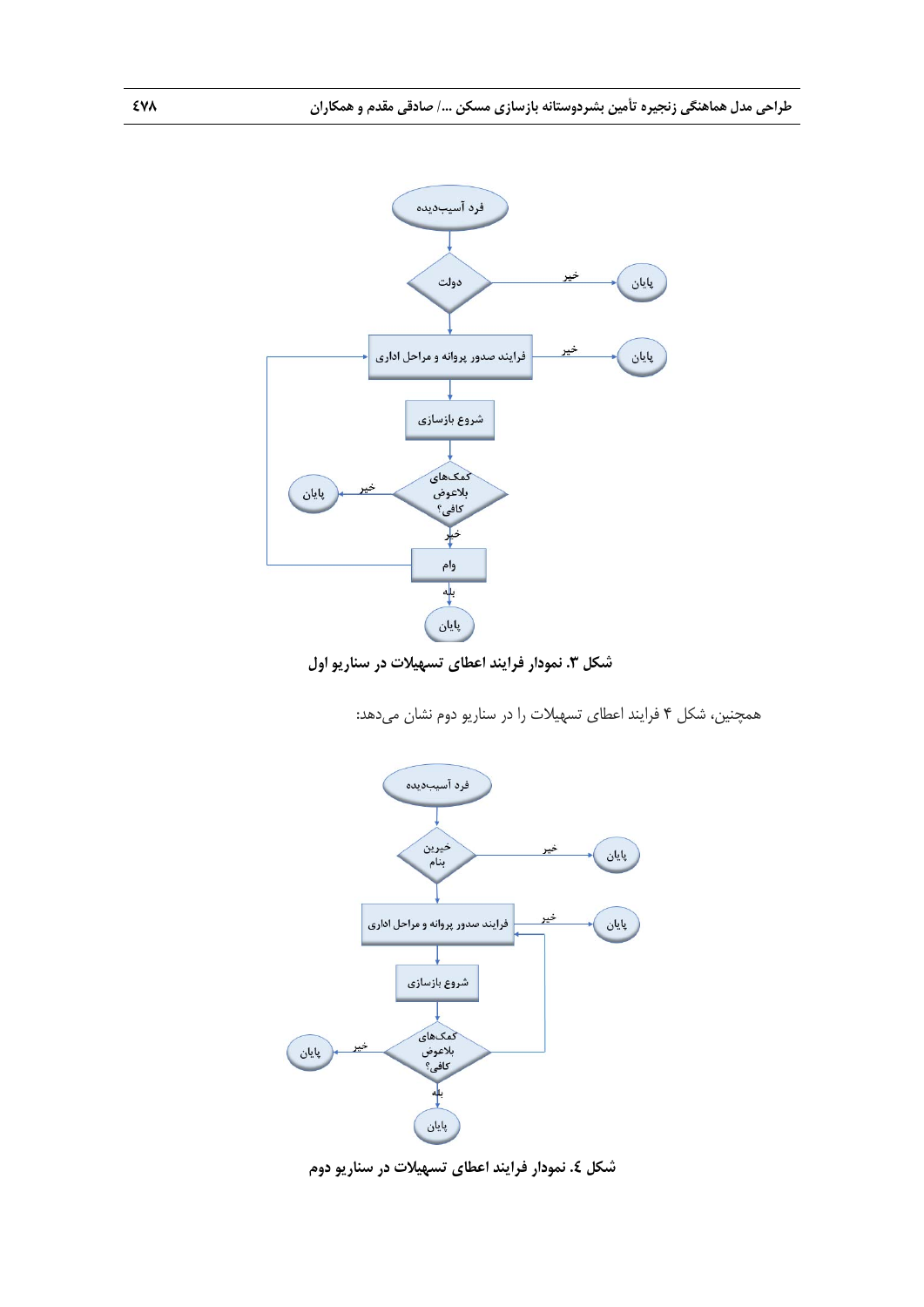**شکل ۳. نمودار فرایند اعطای تسهیلات در سناریو اول**

همچنین، شکل ۴ فرایند اعطای تسهیلات را در سناریو دوم نشان می‌دهد:

**شکل ٤. نمودار فرایند اعطای تسهیلات در سناریو دوم**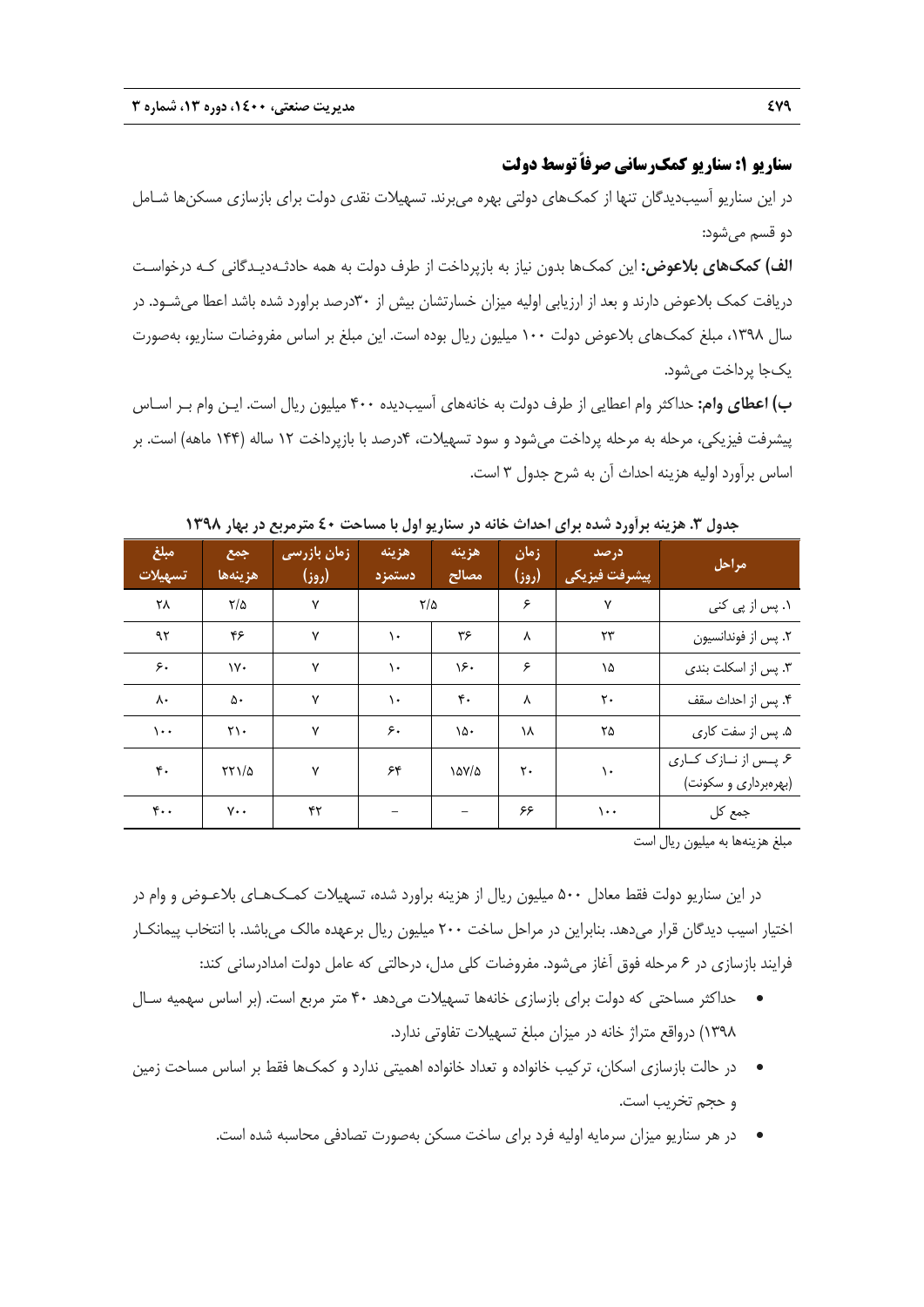### سناریو ۱: سناریو کمک‌رسانی صرفاً توسط دولت

در این سناریو آسیب‌دیدگان تنها از کمک‌های دولتی بهره می‌برند. تسهیلات نقدی دولت برای بازسازی مسکن‌ها شامل دو قسم می‌شود:

**الف) کمک‌های بلاعوض:** این کمک‌ها بدون نیاز به بازپرداخت از طرف دولت به همه حادثه‌دیدگانی که درخواست دریافت کمک بلاعوض دارند و بعد از ارزیابی اولیه میزان خسارتشان بیش از ۳۰درصد براورد شده باشد اعطا می‌شود. در سال ۱۳۹۸، مبلغ کمک‌های بلاعوض دولت ۱۰۰ میلیون ریال بوده است. این مبلغ بر اساس مفروضات سناریو، به‌صورت یک‌جا پرداخت می‌شود.

**ب) اعطای وام:** حداکثر وام اعطایی از طرف دولت به خانه‌های آسیب‌دیده ۴۰۰ میلیون ریال است. این وام بر اساس پیشرفت فیزیکی، مرحله به مرحله پرداخت می‌شود و سود تسهیلات، ۴درصد با بازپرداخت ۱۲ ساله (۱۴۴ ماهه) است. بر اساس برآورد اولیه هزینه احداث آن به شرح جدول ۳ است.

**جدول ۳. هزینه برآورد شده برای احداث خانه در سناریو اول با مساحت ۴۰ مترمربع در بهار ۱۳۹۸**

| مراحل | درصد پیشرفت فیزیکی | زمان (روز) | هزینه مصالح | هزینه دستمزد | زمان بازرسی (روز) | جمع هزینه‌ها | مبلغ تسهیلات |
|---|---|---|---|---|---|---|---|
| ۱. پس از پی کنی | ۷ | ۶ | ۲/۵ | | ۷ | ۲/۵ | ۲۸ |
| ۲. پس از فونداسیون | ۲۳ | ۸ | ۳۶ | ۱۰ | ۷ | ۴۶ | ۹۲ |
| ۳. پس از اسکلت بندی | ۱۵ | ۶ | ۱۶۰ | ۱۰ | ۷ | ۱۷۰ | ۶۰ |
| ۴. پس از احداث سقف | ۲۰ | ۸ | ۴۰ | ۱۰ | ۷ | ۵۰ | ۸۰ |
| ۵. پس از سفت کاری | ۲۵ | ۱۸ | ۱۵۰ | ۶۰ | ۷ | ۲۱۰ | ۱۰۰ |
| ۶. پس از نازک کاری (بهره‌برداری و سکونت) | ۱۰ | ۲۰ | ۱۵۷/۵ | ۶۴ | ۷ | ۲۲۱/۵ | ۴۰ |
| جمع کل | ۱۰۰ | ۶۶ | – | – | ۴۲ | ۷۰۰ | ۴۰۰ |

مبلغ هزینه‌ها به میلیون ریال است

در این سناریو دولت فقط معادل ۵۰۰ میلیون ریال از هزینه براورد شده، تسهیلات کمک‌های بلاعوض و وام در اختیار اسیب دیدگان قرار می‌دهد. بنابراین در مراحل ساخت ۲۰۰ میلیون ریال برعهده مالک می‌باشد. با انتخاب پیمانکار فرایند بازسازی در ۶ مرحله فوق آغاز می‌شود. مفروضات کلی مدل، درحالتی که عامل دولت امدادرسانی کند:

- حداکثر مساحتی که دولت برای بازسازی خانه‌ها تسهیلات می‌دهد ۴۰ متر مربع است. (بر اساس سهمیه سال ۱۳۹۸) درواقع متراژ خانه در میزان مبلغ تسهیلات تفاوتی ندارد.
- در حالت بازسازی اسکان، ترکیب خانواده و تعداد خانواده اهمیتی ندارد و کمک‌ها فقط بر اساس مساحت زمین و حجم تخریب است.
- در هر سناریو میزان سرمایه اولیه فرد برای ساخت مسکن به‌صورت تصادفی محاسبه شده است.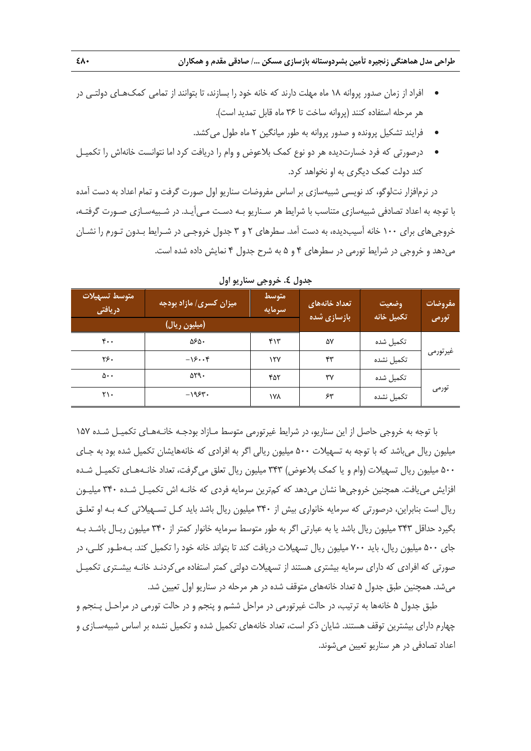- افراد از زمان صدور پروانه ۱۸ ماه مهلت دارند که خانه خود را بسازند، تا بتوانند از تمامی کمک‌های دولتی در هر مرحله استفاده کنند (پروانه ساخت تا ۳۶ ماه قابل تمدید است).
- فرایند تشکیل پرونده و صدور پروانه به طور میانگین ۲ ماه طول می‌کشد.
- درصورتی که فرد خسارت‌دیده هر دو نوع کمک بلاعوض و وام را دریافت کرد اما نتوانست خانه‌اش را تکمیل کند دولت کمک دیگری به او نخواهد کرد.

در نرم‌افزار نت‌لوگو، کد نویسی شبیه‌سازی بر اساس مفروضات سناریو اول صورت گرفت و تمام اعداد به دست آمده با توجه به اعداد تصادفی شبیه‌سازی متناسب با شرایط هر سناریو به دست می‌آید. در شبیه‌سازی صورت گرفته، خروجی‌های برای ۱۰۰ خانه آسیب‌دیده، به دست آمد. سطرهای ۲ و ۳ جدول خروجی در شرایط بدون تورم را نشان می‌دهد و خروجی در شرایط تورمی در سطرهای ۴ و ۵ به شرح جدول ۴ نمایش داده شده است.

**جدول ٤. خروجی سناریو اول**

| مفروضات تورمی | وضعیت تکمیل خانه | تعداد خانه‌های بازسازی شده | متوسط سرمایه (میلیون ریال) | میزان کسری/ مازاد بودجه (میلیون ریال) | متوسط تسهیلات دریافتی (میلیون ریال) |
|---|---|---|---|---|---|
| غیرتورمی | تکمیل شده | ۵۷ | ۴۱۳ | ۵۶۵۰ | ۴۰۰ |
| | تکمیل نشده | ۴۳ | ۱۲۷ | -۱۶۰۰۴ | ۲۶۰ |
| تورمی | تکمیل شده | ۳۷ | ۴۵۲ | ۵۲۹۰ | ۵۰۰ |
| | تکمیل نشده | ۶۳ | ۱۷۸ | -۱۹۶۳۰ | ۲۱۰ |

با توجه به خروجی حاصل از این سناریو، در شرایط غیرتورمی متوسط مازاد بودجه خانه‌های تکمیل شده ۱۵۷ میلیون ریال می‌باشد که با توجه به تسهیلات ۵۰۰ میلیون ریالی اگر به افرادی که خانه‌هایشان تکمیل شده بود به جای ۵۰۰ میلیون ریال تسهیلات (وام و یا کمک بلاعوض) ۳۴۳ میلیون ریال تعلق می‌گرفت، تعداد خانه‌های تکمیل شده افزایش می‌یافت. همچنین خروجی‌ها نشان می‌دهد که کم‌ترین سرمایه فردی که خانه اش تکمیل شده ۳۴۰ میلیون ریال است بنابراین، درصورتی که سرمایه خانواری بیش از ۳۴۰ میلیون ریال باشد باید کل تسهیلاتی که به او تعلق بگیرد حداقل ۳۴۳ میلیون ریال باشد یا به عبارتی اگر به طور متوسط سرمایه خانوار کمتر از ۳۴۰ میلیون ریال باشد به جای ۵۰۰ میلیون ریال، باید ۷۰۰ میلیون ریال تسهیلات دریافت کند تا بتواند خانه خود را تکمیل کند. به‌طور کلی، در صورتی که افرادی که دارای سرمایه بیشتری هستند از تسهیلات دولتی کمتر استفاده می‌کردند خانه بیشتری تکمیل می‌شد. همچنین طبق جدول ۵ تعداد خانه‌های متوقف شده در هر مرحله در سناریو اول تعیین شد.

طبق جدول ۵ خانه‌ها به ترتیب، در حالت غیرتورمی در مراحل ششم و پنجم و در حالت تورمی در مراحل پنجم و چهارم دارای بیشترین توقف هستند. شایان ذکر است، تعداد خانه‌های تکمیل شده و تکمیل نشده بر اساس شبیه‌سازی و اعداد تصادفی در هر سناریو تعیین می‌شوند.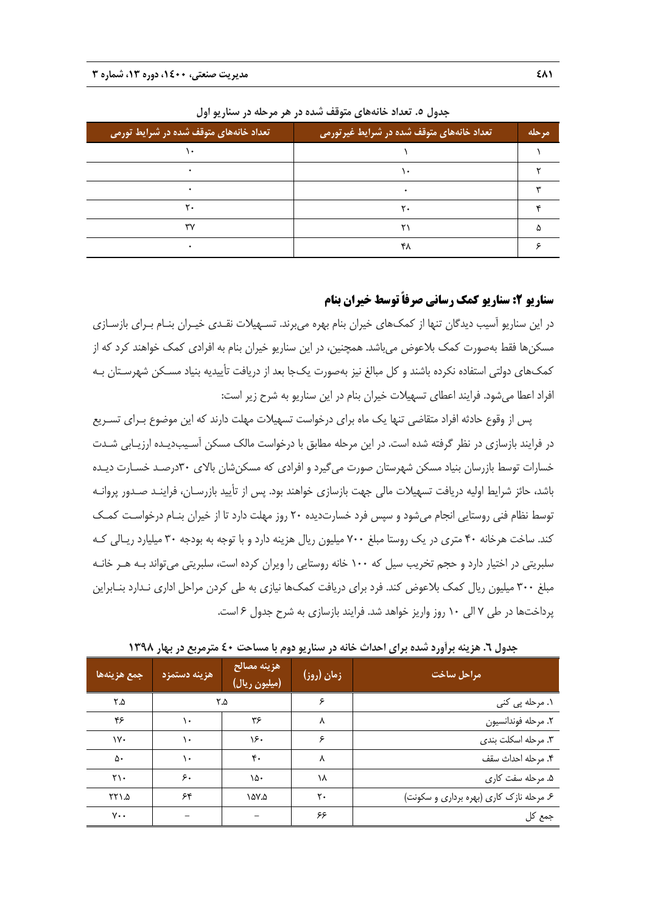جدول ۵. تعداد خانه‌های متوقف شده در هر مرحله در سناریو اول

| مرحله | تعداد خانه‌های متوقف شده در شرایط غیرتورمی | تعداد خانه‌های متوقف شده در شرایط تورمی |
|---|---|---|
| ۱ | ۱ | ۱۰ |
| ۲ | ۱۰ | ۰ |
| ۳ | ۰ | ۰ |
| ۴ | ۲۰ | ۲۰ |
| ۵ | ۲۱ | ۳۷ |
| ۶ | ۴۸ | ۰ |

## سناریو ۲: سناریو کمک رسانی صرفاً توسط خیران بنام

در این سناریو آسیب دیدگان تنها از کمک‌های خیران بنام بهره می‌برند. تسهیلات نقدی خیران بنام برای بازسازی مسکن‌ها فقط به‌صورت کمک بلاعوض می‌باشد. همچنین، در این سناریو خیران بنام به افرادی کمک خواهند کرد که از کمک‌های دولتی استفاده نکرده باشند و کل مبالغ نیز به‌صورت یک‌جا بعد از دریافت تأییدیه بنیاد مسکن شهرستان به افراد اعطا می‌شود. فرایند اعطای تسهیلات خیران بنام در این سناریو به شرح زیر است:

پس از وقوع حادثه افراد متقاضی تنها یک ماه برای درخواست تسهیلات مهلت دارند که این موضوع برای تسریع در فرایند بازسازی در نظر گرفته شده است. در این مرحله مطابق با درخواست مالک مسکن آسیب‌دیده ارزیابی شدت خسارات توسط بازرسان بنیاد مسکن شهرستان صورت می‌گیرد و افرادی که مسکن‌شان بالای ۳۰درصد خسارت دیده باشد، حائز شرایط اولیه دریافت تسهیلات مالی جهت بازسازی خواهند بود. پس از تأیید بازرسان، فرایند صدور پروانه توسط نظام فنی روستایی انجام می‌شود و سپس فرد خسارت‌دیده ۲۰ روز مهلت دارد تا از خیران بنام درخواست کمک کند. ساخت هرخانه ۴۰ متری در یک روستا مبلغ ۷۰۰ میلیون ریال هزینه دارد و با توجه به بودجه ۳۰ میلیارد ریالی که سلبریتی در اختیار دارد و حجم تخریب سیل که ۱۰۰ خانه روستایی را ویران کرده است، سلبریتی می‌تواند به هر خانه مبلغ ۳۰۰ میلیون ریال کمک بلاعوض کند. فرد برای دریافت کمک‌ها نیازی به طی کردن مراحل اداری ندارد بنابراین پرداخت‌ها در طی ۷ الی ۱۰ روز واریز خواهد شد. فرایند بازسازی به شرح جدول ۶ است.

جدول ٦. هزینه برآورد شده برای احداث خانه در سناریو دوم با مساحت ٤٠ مترمربع در بهار ۱۳۹۸

| مراحل ساخت | زمان (روز) | هزینه مصالح (میلیون ریال) | هزینه دستمزد | جمع هزینه‌ها |
|---|---|---|---|---|
| ۱. مرحله پی کنی | ۶ | ۲.۵ | | ۲.۵ |
| ۲. مرحله فونداسیون | ۸ | ۳۶ | ۱۰ | ۴۶ |
| ۳. مرحله اسکلت بندی | ۶ | ۱۶۰ | ۱۰ | ۱۷۰ |
| ۴. مرحله احداث سقف | ۸ | ۴۰ | ۱۰ | ۵۰ |
| ۵. مرحله سفت کاری | ۱۸ | ۱۵۰ | ۶۰ | ۲۱۰ |
| ۶. مرحله نازک کاری (بهره برداری و سکونت) | ۲۰ | ۱۵۷.۵ | ۶۴ | ۲۲۱.۵ |
| جمع کل | ۶۶ | – | – | ۷۰۰ |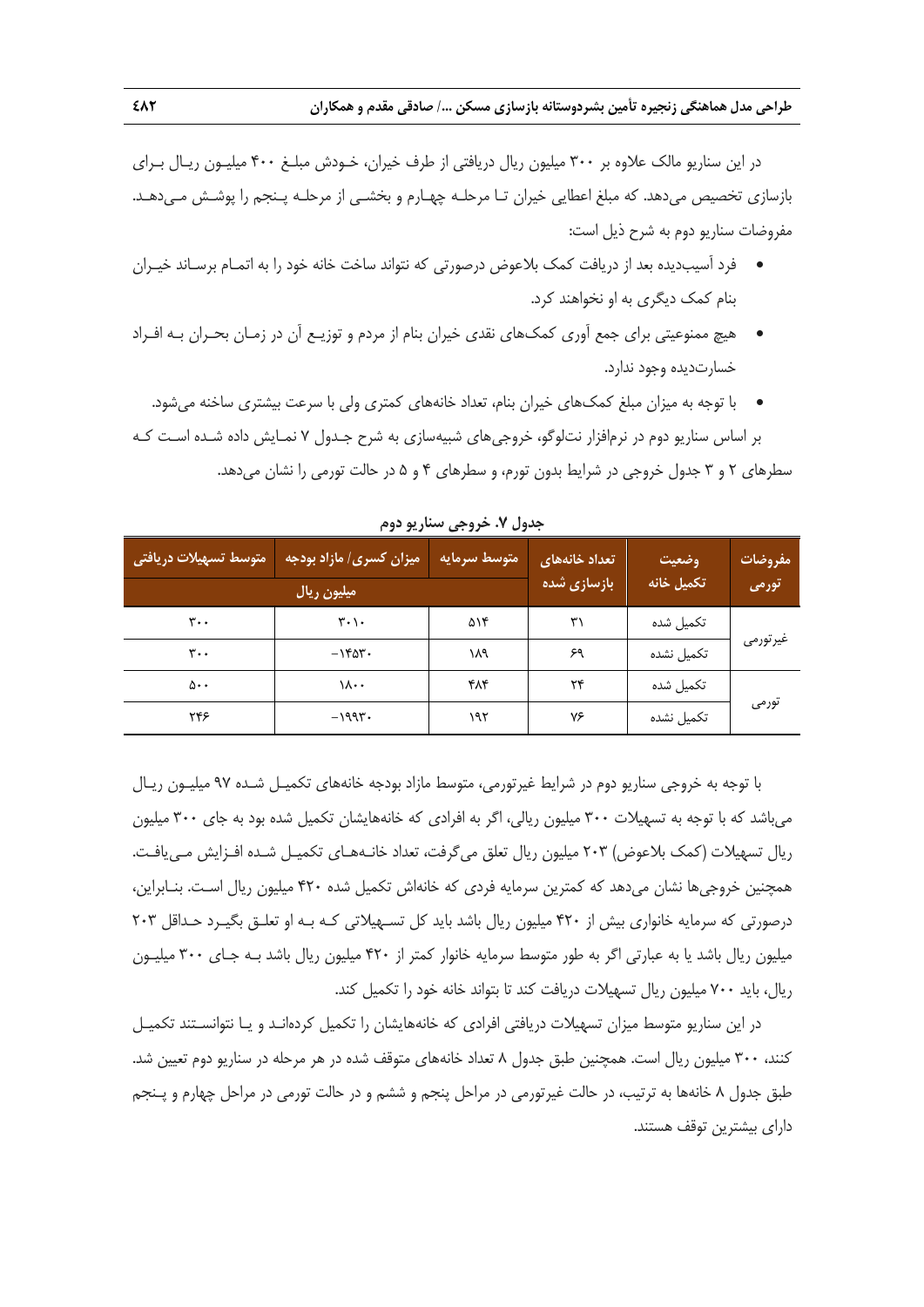در این سناریو مالک علاوه بر ۳۰۰ میلیون ریال دریافتی از طرف خیران، خودش مبلغ ۴۰۰ میلیون ریال برای بازسازی تخصیص می‌دهد. که مبلغ اعطایی خیران تا مرحله چهارم و بخشی از مرحله پنجم را پوشش می‌دهد. مفروضات سناریو دوم به شرح ذیل است:

- فرد آسیب‌دیده بعد از دریافت کمک بلاعوض درصورتی که نتواند ساخت خانه خود را به اتمام برساند خیران بنام کمک دیگری به او نخواهند کرد.
- هیچ ممنوعیتی برای جمع آوری کمک‌های نقدی خیران بنام از مردم و توزیع آن در زمان بحران به افراد خسارت‌دیده وجود ندارد.
- با توجه به میزان مبلغ کمک‌های خیران بنام، تعداد خانه‌های کمتری ولی با سرعت بیشتری ساخته می‌شود.

بر اساس سناریو دوم در نرم‌افزار نت‌لوگو، خروجی‌های شبیه‌سازی به شرح جدول ۷ نمایش داده شده است که سطرهای ۲ و ۳ جدول خروجی در شرایط بدون تورم، و سطرهای ۴ و ۵ در حالت تورمی را نشان می‌دهد.

**جدول ۷. خروجی سناریو دوم**

| مفروضات تورمی | وضعیت تکمیل خانه | تعداد خانه‌های بازسازی شده | متوسط سرمایه (میلیون ریال) | میزان کسری/ مازاد بودجه (میلیون ریال) | متوسط تسهیلات دریافتی (میلیون ریال) |
|---|---|---|---|---|---|
| غیرتورمی | تکمیل شده | ۳۱ | ۵۱۴ | ۳۰۱۰ | ۳۰۰ |
| | تکمیل نشده | ۶۹ | ۱۸۹ | -۱۴۵۳۰ | ۳۰۰ |
| تورمی | تکمیل شده | ۲۴ | ۴۸۴ | ۱۸۰۰ | ۵۰۰ |
| | تکمیل نشده | ۷۶ | ۱۹۲ | -۱۹۹۳۰ | ۲۴۶ |

با توجه به خروجی سناریو دوم در شرایط غیرتورمی، متوسط مازاد بودجه خانه‌های تکمیل شده ۹۷ میلیون ریال می‌باشد که با توجه به تسهیلات ۳۰۰ میلیون ریالی، اگر به افرادی که خانه‌هایشان تکمیل شده بود به جای ۳۰۰ میلیون ریال تسهیلات (کمک بلاعوض) ۲۰۳ میلیون ریال تعلق می‌گرفت، تعداد خانه‌های تکمیل شده افزایش می‌یافت. همچنین خروجی‌ها نشان می‌دهد که کمترین سرمایه فردی که خانه‌اش تکمیل شده ۴۲۰ میلیون ریال است. بنابراین، درصورتی که سرمایه خانواری بیش از ۴۲۰ میلیون ریال باشد باید کل تسهیلاتی که به او تعلق بگیرد حداقل ۲۰۳ میلیون ریال باشد یا به عبارتی اگر به طور متوسط سرمایه خانوار کمتر از ۴۲۰ میلیون ریال باشد به جای ۳۰۰ میلیون ریال، باید ۷۰۰ میلیون ریال تسهیلات دریافت کند تا بتواند خانه خود را تکمیل کند.

در این سناریو متوسط میزان تسهیلات دریافتی افرادی که خانه‌هایشان را تکمیل کرده‌اند و یا نتوانستند تکمیل کنند، ۳۰۰ میلیون ریال است. همچنین طبق جدول ۸ تعداد خانه‌های متوقف شده در هر مرحله در سناریو دوم تعیین شد. طبق جدول ۸ خانه‌ها به ترتیب، در حالت غیرتورمی در مراحل پنجم و ششم و در حالت تورمی در مراحل چهارم و پنجم دارای بیشترین توقف هستند.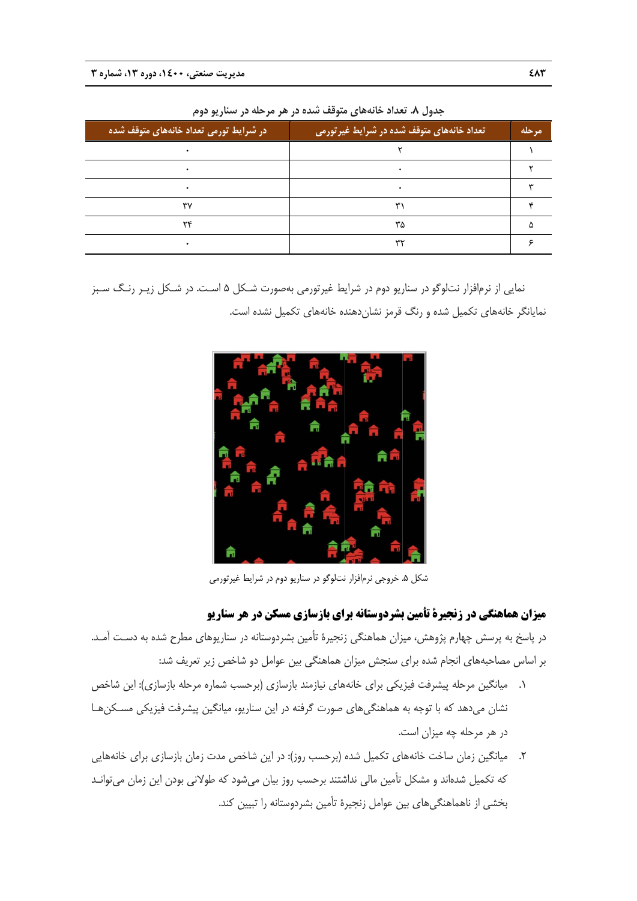**جدول ۸. تعداد خانه‌های متوقف شده در هر مرحله در سناریو دوم**

| مرحله | تعداد خانه‌های متوقف شده در شرایط غیرتورمی | در شرایط تورمی تعداد خانه‌های متوقف شده |
|---|---|---|
| ۱ | ۲ | ۰ |
| ۲ | ۰ | ۰ |
| ۳ | ۰ | ۰ |
| ۴ | ۳۱ | ۳۷ |
| ۵ | ۳۵ | ۲۴ |
| ۶ | ۳۲ | ۰ |

نمایی از نرم‌افزار نت‌لوگو در سناریو دوم در شرایط غیرتورمی به‌صورت شکل ۵ است. در شکل زیر رنگ سبز نمایانگر خانه‌های تکمیل شده و رنگ قرمز نشان‌دهنده خانه‌های تکمیل نشده است.

شکل ۵. خروجی نرم‌افزار نت‌لوگو در سناریو دوم در شرایط غیرتورمی

## میزان هماهنگی در زنجیرهٔ تأمین بشردوستانه برای بازسازی مسکن در هر سناریو

در پاسخ به پرسش چهارم پژوهش، میزان هماهنگی زنجیرهٔ تأمین بشردوستانه در سناریوهای مطرح شده به دست آمد. بر اساس مصاحبه‌های انجام شده برای سنجش میزان هماهنگی بین عوامل دو شاخص زیر تعریف شد:

۱. میانگین مرحله پیشرفت فیزیکی برای خانه‌های نیازمند بازسازی (برحسب شماره مرحله بازسازی): این شاخص نشان می‌دهد که با توجه به هماهنگی‌های صورت گرفته در این سناریو، میانگین پیشرفت فیزیکی مسکن‌ها در هر مرحله چه میزان است.

۲. میانگین زمان ساخت خانه‌های تکمیل شده (برحسب روز): در این شاخص مدت زمان بازسازی برای خانه‌هایی که تکمیل شده‌اند و مشکل تأمین مالی نداشتند برحسب روز بیان می‌شود که طولانی بودن این زمان می‌تواند بخشی از ناهماهنگی‌های بین عوامل زنجیرهٔ تأمین بشردوستانه را تبیین کند.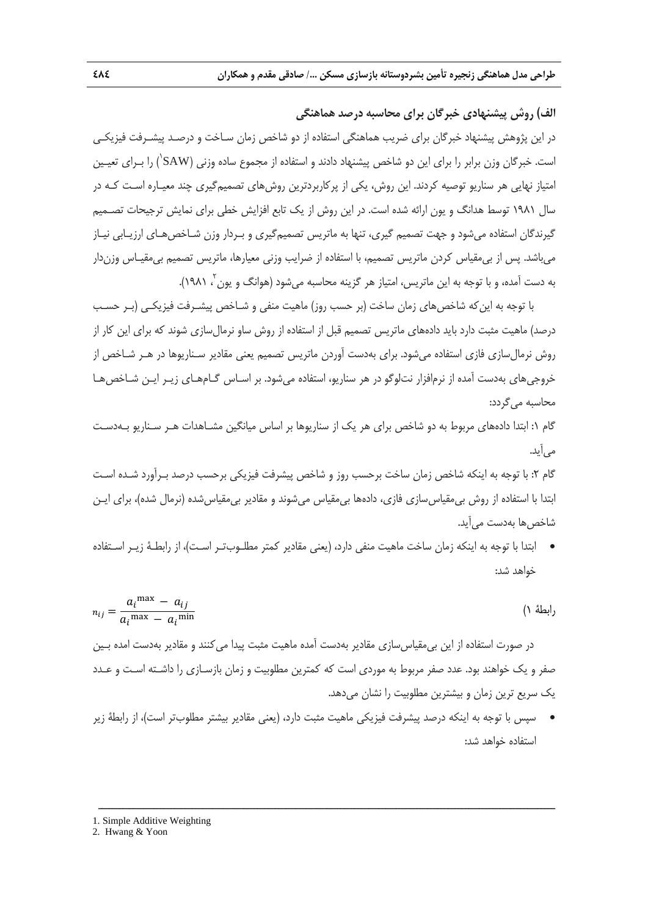### الف) روش پیشنهادی خبرگان برای محاسبه درصد هماهنگی

در این پژوهش پیشنهاد خبرگان برای ضریب هماهنگی استفاده از دو شاخص زمان ساخت و درصد پیشرفت فیزیکی است. خبرگان وزن برابر را برای این دو شاخص پیشنهاد دادند و استفاده از مجموع ساده وزنی (SAW[1]) را برای تعیین امتیاز نهایی هر سناریو توصیه کردند. این روش، یکی از پرکاربردترین روش‌های تصمیم‌گیری چند معیاره است که در سال ۱۹۸۱ توسط هدانگ و یون ارائه شده است. در این روش از یک تابع افزایش خطی برای نمایش ترجیحات تصمیم گیرندگان استفاده می‌شود و جهت تصمیم گیری، تنها به ماتریس تصمیم‌گیری و بردار وزن شاخص‌های ارزیابی نیاز می‌باشد. پس از بی‌مقیاس کردن ماتریس تصمیم، با استفاده از ضرایب وزنی معیارها، ماتریس تصمیم بی‌مقیاس وزن‌دار به دست آمده، و با توجه به این ماتریس، امتیاز هر گزینه محاسبه می‌شود (هوانگ و یون[2]، ۱۹۸۱).

با توجه به این‌که شاخص‌های زمان ساخت (بر حسب روز) ماهیت منفی و شاخص پیشرفت فیزیکی (بر حسب درصد) ماهیت مثبت دارد باید داده‌های ماتریس تصمیم قبل از استفاده از روش ساو نرمال‌سازی شوند که برای این کار از روش نرمال‌سازی فازی استفاده می‌شود. برای به‌دست آوردن ماتریس تصمیم یعنی مقادیر سناریوها در هر شاخص از خروجی‌های به‌دست آمده از نرم‌افزار نت‌لوگو در هر سناریو، استفاده می‌شود. بر اساس گام‌های زیر این شاخص‌ها محاسبه می‌گردد:

گام ۱: ابتدا داده‌های مربوط به دو شاخص برای هر یک از سناریوها بر اساس میانگین مشاهدات هر سناریو به‌دست می‌آید.

گام ۲: با توجه به اینکه شاخص زمان ساخت برحسب روز و شاخص پیشرفت فیزیکی برحسب درصد برآورد شده است ابتدا با استفاده از روش بی‌مقیاس‌سازی فازی، داده‌ها بی‌مقیاس می‌شوند و مقادیر بی‌مقیاس‌شده (نرمال شده)، برای این شاخص‌ها به‌دست می‌آید.

- ابتدا با توجه به اینکه زمان ساخت ماهیت منفی دارد، (یعنی مقادیر کمتر مطلوب‌تر است)، از رابطهٔ زیر استفاده خواهد شد:

$$n_{ij} = \frac{a_i^{\max} - a_{ij}}{a_i^{\max} - a_i^{\min}} \qquad \text{(رابطهٔ ۱)}$$

در صورت استفاده از این بی‌مقیاس‌سازی مقادیر به‌دست آمده ماهیت مثبت پیدا می‌کنند و مقادیر به‌دست امده بین صفر و یک خواهند بود. عدد صفر مربوط به موردی است که کمترین مطلوبیت و زمان بازسازی را داشته است و عدد یک سریع ترین زمان و بیشترین مطلوبیت را نشان می‌دهد.

- سپس با توجه به اینکه درصد پیشرفت فیزیکی ماهیت مثبت دارد، (یعنی مقادیر بیشتر مطلوب‌تر است)، از رابطهٔ زیر استفاده خواهد شد:

---

1. Simple Additive Weighting
2. Hwang & Yoon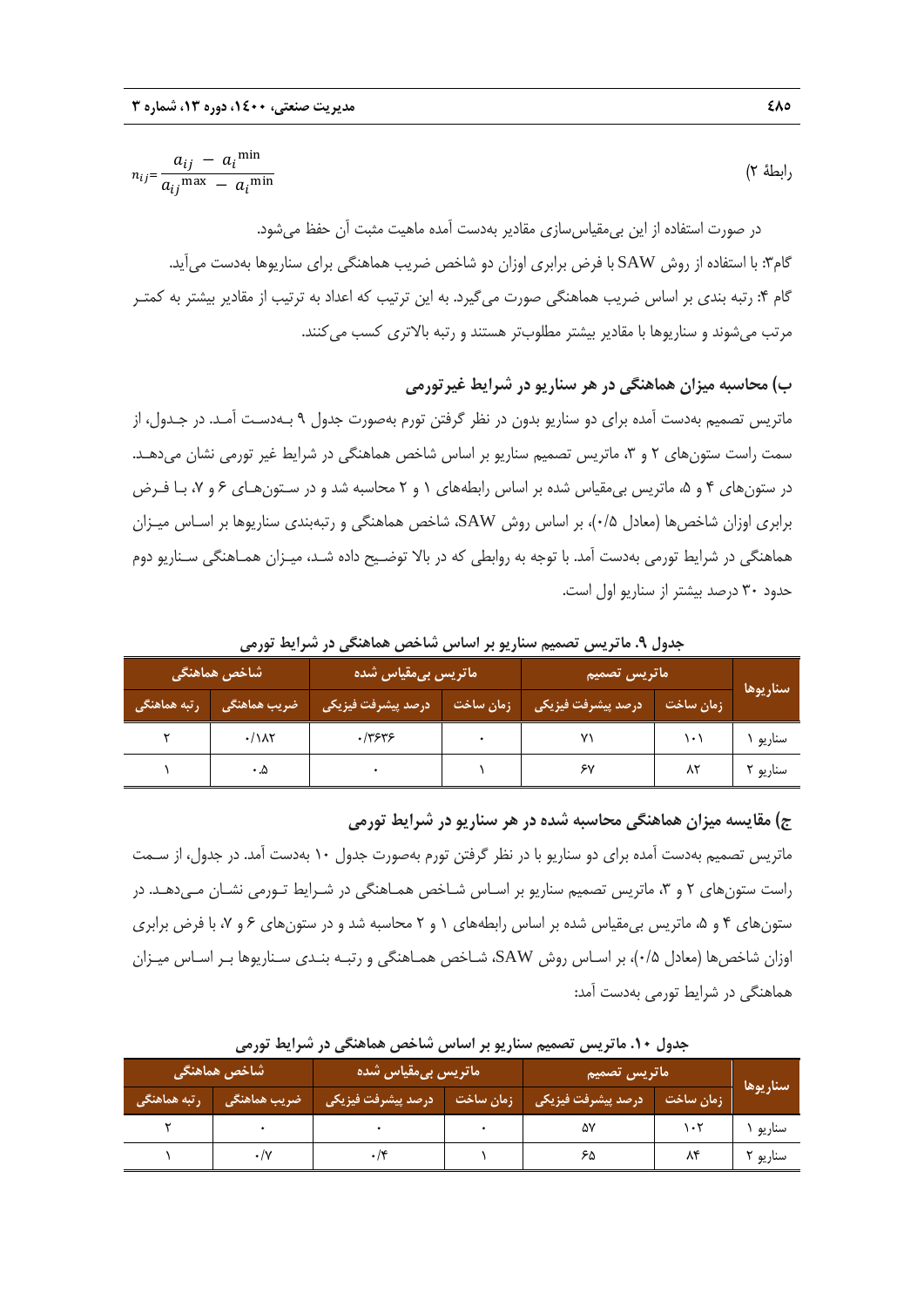$$n_{ij}=\frac{a_{ij} - a_i^{\min}}{a_{ij}^{\max} - a_i^{\min}}$$ رابطهٔ ۲)

در صورت استفاده از این بی‌مقیاس‌سازی مقادیر به‌دست آمده ماهیت مثبت آن حفظ می‌شود.

گام۳: با استفاده از روش SAW با فرض برابری اوزان دو شاخص ضریب هماهنگی برای سناریوها به‌دست می‌آید.

گام ۴: رتبه بندی بر اساس ضریب هماهنگی صورت می‌گیرد. به این ترتیب که اعداد به ترتیب از مقادیر بیشتر به کمتر مرتب می‌شوند و سناریوها با مقادیر بیشتر مطلوب‌تر هستند و رتبه بالاتری کسب می‌کنند.

### ب) محاسبه میزان هماهنگی در هر سناریو در شرایط غیرتورمی

ماتریس تصمیم به‌دست آمده برای دو سناریو بدون در نظر گرفتن تورم به‌صورت جدول ۹ به‌دست آمد. در جدول، از سمت راست ستون‌های ۲ و ۳، ماتریس تصمیم سناریو بر اساس شاخص هماهنگی در شرایط غیر تورمی نشان می‌دهد. در ستون‌های ۴ و ۵، ماتریس بی‌مقیاس شده بر اساس رابطه‌های ۱ و ۲ محاسبه شد و در ستون‌های ۶ و ۷، با فرض برابری اوزان شاخص‌ها (معادل ۰/۵)، بر اساس روش SAW، شاخص هماهنگی و رتبه‌بندی سناریوها بر اساس میزان هماهنگی در شرایط تورمی به‌دست آمد. با توجه به روابطی که در بالا توضیح داده شد، میزان هماهنگی سناریو دوم حدود ۳۰ درصد بیشتر از سناریو اول است.

**جدول ۹. ماتریس تصمیم سناریو بر اساس شاخص هماهنگی در شرایط تورمی**

| سناریوها | ماتریس تصمیم | | ماتریس بی‌مقیاس شده | | شاخص هماهنگی | |
|---|---|---|---|---|---|---|
| | زمان ساخت | درصد پیشرفت فیزیکی | زمان ساخت | درصد پیشرفت فیزیکی | ضریب هماهنگی | رتبه هماهنگی |
| سناریو ۱ | ۱۰۱ | ۷۱ | ۰ | ۰/۳۶۳۶ | ۰/۱۸۲ | ۲ |
| سناریو ۲ | ۸۲ | ۶۷ | ۱ | ۰ | ۰.۵ | ۱ |

### ج) مقایسه میزان هماهنگی محاسبه شده در هر سناریو در شرایط تورمی

ماتریس تصمیم به‌دست آمده برای دو سناریو با در نظر گرفتن تورم به‌صورت جدول ۱۰ به‌دست آمد. در جدول، از سمت راست ستون‌های ۲ و ۳، ماتریس تصمیم سناریو بر اساس شاخص هماهنگی در شرایط تورمی نشان می‌دهد. در ستون‌های ۴ و ۵، ماتریس بی‌مقیاس شده بر اساس رابطه‌های ۱ و ۲ محاسبه شد و در ستون‌های ۶ و ۷، با فرض برابری اوزان شاخص‌ها (معادل ۰/۵)، بر اساس روش SAW، شاخص هماهنگی و رتبه بندی سناریوها بر اساس میزان هماهنگی در شرایط تورمی به‌دست آمد:

**جدول ۱۰. ماتریس تصمیم سناریو بر اساس شاخص هماهنگی در شرایط تورمی**

| سناریوها | ماتریس تصمیم | | ماتریس بی‌مقیاس شده | | شاخص هماهنگی | |
|---|---|---|---|---|---|---|
| | زمان ساخت | درصد پیشرفت فیزیکی | زمان ساخت | درصد پیشرفت فیزیکی | ضریب هماهنگی | رتبه هماهنگی |
| سناریو ۱ | ۱۰۲ | ۵۷ | ۰ | ۰ | ۰ | ۲ |
| سناریو ۲ | ۸۴ | ۶۵ | ۱ | ۰/۴ | ۰/۷ | ۱ |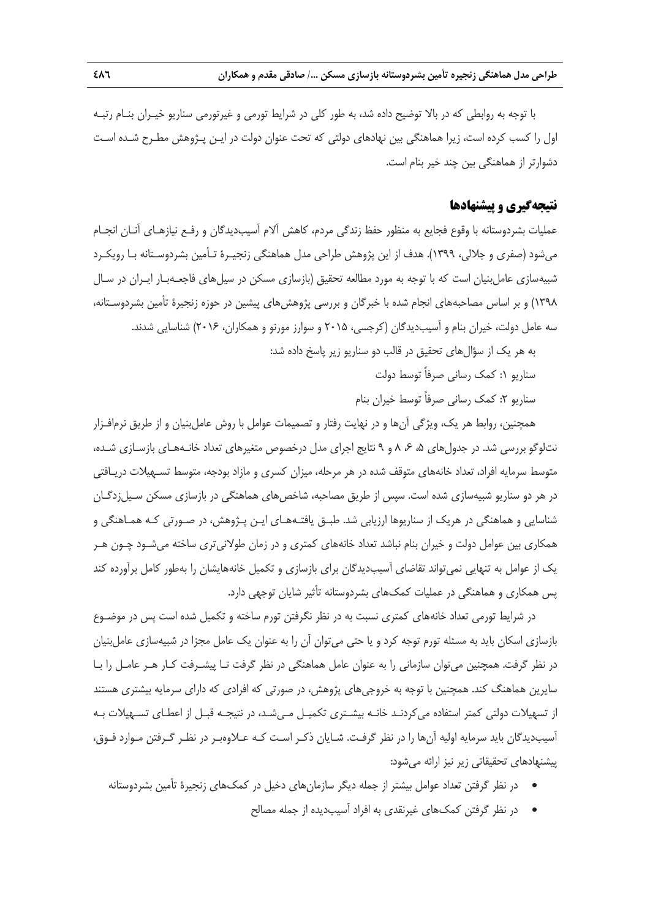با توجه به روابطی که در بالا توضیح داده شد، به طور کلی در شرایط تورمی و غیرتورمی سناریو خیـران بنـام رتبـه اول را کسب کرده است، زیرا هماهنگی بین نهادهای دولتی که تحت عنوان دولت در ایـن پـژوهش مطـرح شـده اسـت دشوارتر از هماهنگی بین چند خیر بنام است.

## نتیجه‌گیری و پیشنهادها

عملیات بشردوستانه با وقوع فجایع به منظور حفظ زندگی مردم، کاهش آلام آسیب‌دیدگان و رفـع نیازهـای آنـان انجـام می‌شود (صفری و جلالی، ۱۳۹۹). هدف از این پژوهش طراحی مدل هماهنگی زنجیـرهٔ تـأمین بشردوسـتانه بـا رویکـرد شبیه‌سازی عامل‌بنیان است که با توجه به مورد مطالعه تحقیق (بازسازی مسکن در سیل‌های فاجعـه‌بـار ایـران در سـال ۱۳۹۸) و بر اساس مصاحبه‌های انجام شده با خبرگان و بررسی پژوهش‌های پیشین در حوزه زنجیرهٔ تأمین بشردوسـتانه، سه عامل دولت، خیران بنام و آسیب‌دیدگان (کرجسی، ۲۰۱۵ و سوارز مورنو و همکاران، ۲۰۱۶) شناسایی شدند.

به هر یک از سؤال‌های تحقیق در قالب دو سناریو زیر پاسخ داده شد:

سناریو ۱: کمک رسانی صرفاً توسط دولت

سناریو ۲: کمک رسانی صرفاً توسط خیران بنام

همچنین، روابط هر یک، ویژگی آن‌ها و در نهایت رفتار و تصمیمات عوامل با روش عامل‌بنیان و از طریق نرم‌افـزار نت‌لوگو بررسی شد. در جدول‌های ۵، ۶، ۸ و ۹ نتایج اجرای مدل درخصوص متغیرهای تعداد خانـه‌هـای بازسـازی شـده، متوسط سرمایه افراد، تعداد خانه‌های متوقف شده در هر مرحله، میزان کسری و مازاد بودجه، متوسط تسـهیلات دریـافتی در هر دو سناریو شبیه‌سازی شده است. سپس از طریق مصاحبه، شاخص‌های هماهنگی در بازسازی مسکن سـیل‌زدگـان شناسایی و هماهنگی در هریک از سناریوها ارزیابی شد. طبـق یافتـه‌هـای ایـن پـژوهش، در صـورتی کـه همـاهنگی و همکاری بین عوامل دولت و خیران بنام نباشد تعداد خانه‌های کمتری و در زمان طولانی‌تری ساخته می‌شـود چـون هـر یک از عوامل به تنهایی نمی‌تواند تقاضای آسیب‌دیدگان برای بازسازی و تکمیل خانه‌هایشان را به‌طور کامل برآورده کند پس همکاری و هماهنگی در عملیات کمک‌های بشردوستانه تأثیر شایان توجهی دارد.

در شرایط تورمی تعداد خانه‌های کمتری نسبت به در نظر نگرفتن تورم ساخته و تکمیل شده است پس در موضـوع بازسازی اسکان باید به مسئله تورم توجه کرد و یا حتی می‌توان آن را به عنوان یک عامل مجزا در شبیه‌سازی عامل‌بنیان در نظر گرفت. همچنین می‌توان سازمانی را به عنوان عامل هماهنگی در نظر گرفت تـا پیشـرفت کـار هـر عامـل را بـا سایرین هماهنگ کند. همچنین با توجه به خروجی‌های پژوهش، در صورتی که افرادی که دارای سرمایه بیشتری هستند از تسهیلات دولتی کمتر استفاده می‌کردنـد خانـه بیشـتری تکمیـل مـی‌شـد، در نتیجـه قبـل از اعطـای تسـهیلات بـه آسیب‌دیدگان باید سرمایه اولیه آن‌ها را در نظر گرفت. شـایان ذکـر اسـت کـه عـلاوه‌بـر در نظـر گـرفتن مـوارد فـوق، پیشنهادهای تحقیقاتی زیر نیز ارائه می‌شود:

- در نظر گرفتن تعداد عوامل بیشتر از جمله دیگر سازمان‌های دخیل در کمک‌های زنجیرهٔ تأمین بشردوستانه
- در نظر گرفتن کمک‌های غیرنقدی به افراد آسیب‌دیده از جمله مصالح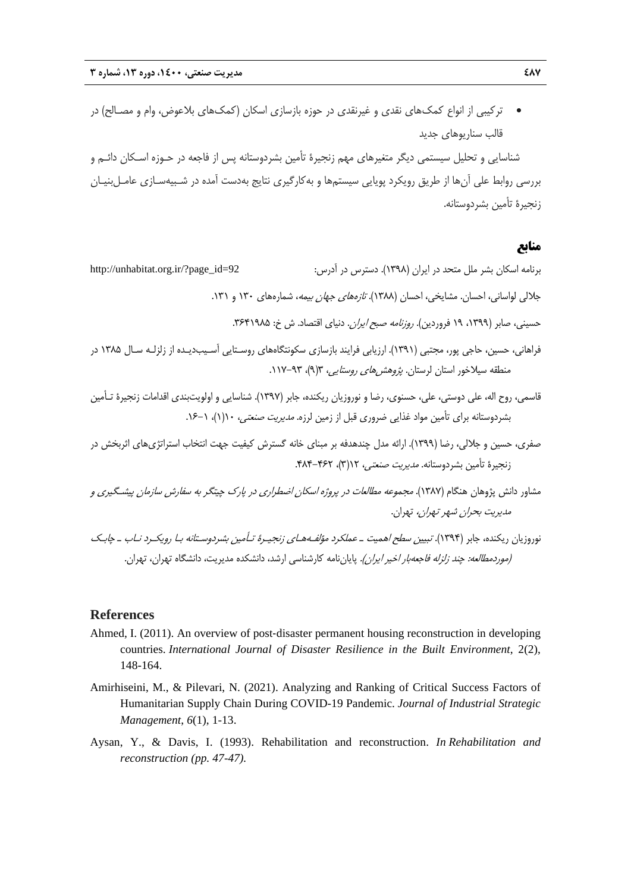- ترکیبی از انواع کمک‌های نقدی و غیرنقدی در حوزه بازسازی اسکان (کمک‌های بلاعوض، وام و مصـالح) در قالب سناریوهای جدید

شناسایی و تحلیل سیستمی دیگر متغیرهای مهم زنجیرهٔ تأمین بشردوستانه پس از فاجعه در حـوزه اسـکان دائـم و بررسی روابط علی آن‌ها از طریق رویکرد پویایی سیستم‌ها و به‌کارگیری نتایج به‌دست آمده در شـبیه‌سـازی عامـل‌بنیـان زنجیرهٔ تأمین بشردوستانه.

## منابع

برنامه اسکان بشر ملل متحد در ایران (۱۳۹۸). دسترس در آدرس: http://unhabitat.org.ir/?page_id=92

جلالی لواسانی، احسان. مشایخی، احسان (۱۳۸۸). *تازه‌های جهان بیمه*، شماره‌های ۱۳۰ و ۱۳۱.

حسینی، صابر (۱۳۹۹، ۱۹ فروردین). *روزنامه صبح ایران*. دنیای اقتصاد. ش خ: ۳۶۴۱۹۸۵.

فراهانی، حسین، حاجی پور، مجتبی (۱۳۹۱). ارزیابی فرایند بازسازی سکونتگاه‌های روسـتایی آسـیب‌دیـده از زلزلـه سـال ۱۳۸۵ در منطقه سیلاخور استان لرستان. *پژوهش‌های روستایی*، ۳(۹)، ۹۳-۱۱۷.

قاسمی، روح اله، علی دوستی، علی، حسنوی، رضا و نوروزیان ریکنده، جابر (۱۳۹۷). شناسایی و اولویت‌بندی اقدامات زنجیرهٔ تـأمین بشردوستانه برای تأمین مواد غذایی ضروری قبل از زمین لرزه. *مدیریت صنعتی*، ۱۰(۱)، ۱-۱۶.

صفری، حسین و جلالی، رضا (۱۳۹۹). ارائه مدل چندهدفه بر مبنای خانه گسترش کیفیت جهت انتخاب استراتژی‌های اثربخش در زنجیرهٔ تأمین بشردوستانه. *مدیریت صنعتی*، ۱۲(۳)، ۴۶۲-۴۸۴.

مشاور دانش پژوهان هنگام (۱۳۸۷). *مجموعه مطالعات در پروژه اسکان اضطراری در پارک چیتگر به سفارش سازمان پیشـگیری و مدیریت بحران شهر تهران*، تهران.

نوروزیان ریکنده، جابر (۱۳۹۴). *تبیین سطح اهمیت ـ عملکرد مؤلفـه‌هـای زنجیـرهٔ تـأمین بشردوسـتانه بـا رویکـرد نـاب ـ چابـک (موردمطالعه: چند زلزله فاجعه‌بار اخیر ایران)*. پایان‌نامه کارشناسی ارشد، دانشکده مدیریت، دانشگاه تهران، تهران.

## References

Ahmed, I. (2011). An overview of post-disaster permanent housing reconstruction in developing countries. *International Journal of Disaster Resilience in the Built Environment*, 2(2), 148-164.

Amirhiseini, M., & Pilevari, N. (2021). Analyzing and Ranking of Critical Success Factors of Humanitarian Supply Chain During COVID-19 Pandemic. *Journal of Industrial Strategic Management*, *6*(1), 1-13.

Aysan, Y., & Davis, I. (1993). Rehabilitation and reconstruction. *In Rehabilitation and reconstruction (pp. 47-47).*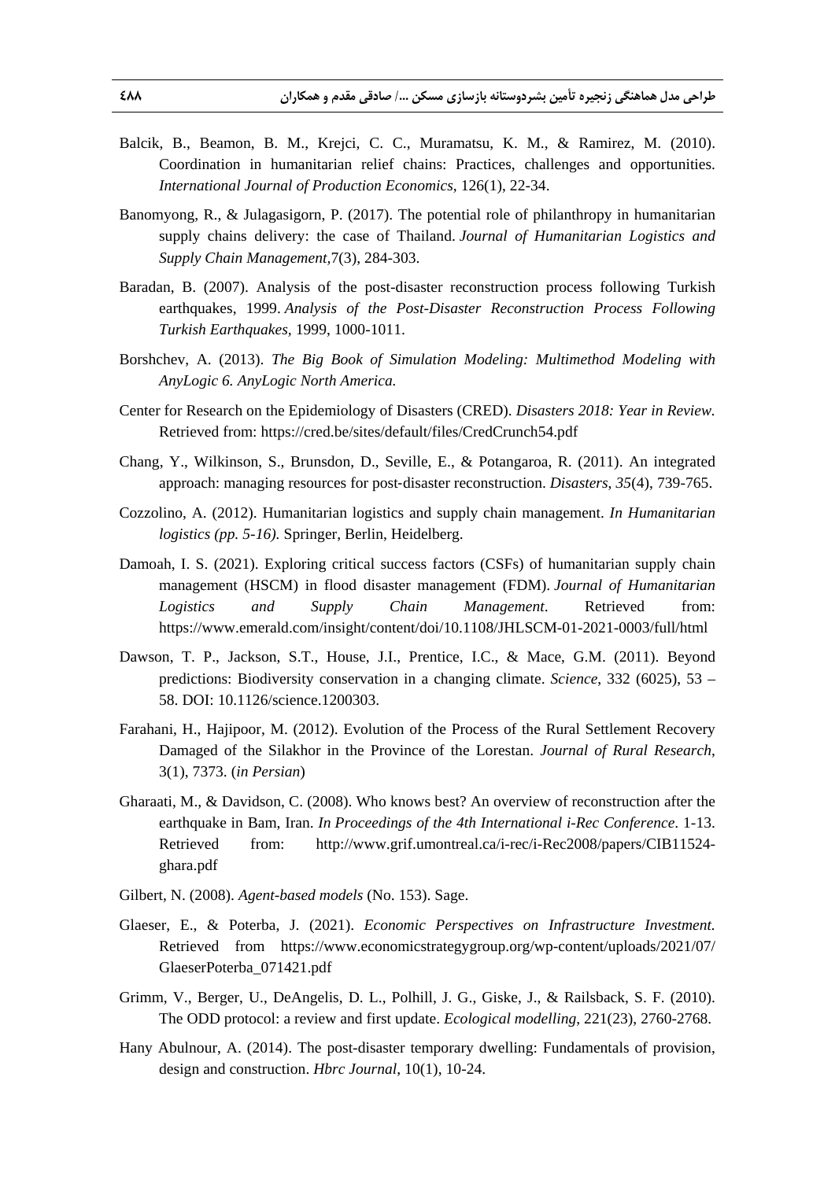Balcik, B., Beamon, B. M., Krejci, C. C., Muramatsu, K. M., & Ramirez, M. (2010). Coordination in humanitarian relief chains: Practices, challenges and opportunities. *International Journal of Production Economics*, 126(1), 22-34.

Banomyong, R., & Julagasigorn, P. (2017). The potential role of philanthropy in humanitarian supply chains delivery: the case of Thailand. *Journal of Humanitarian Logistics and Supply Chain Management*,7(3), 284-303.

Baradan, B. (2007). Analysis of the post-disaster reconstruction process following Turkish earthquakes, 1999. *Analysis of the Post-Disaster Reconstruction Process Following Turkish Earthquakes*, 1999, 1000-1011.

Borshchev, A. (2013). *The Big Book of Simulation Modeling: Multimethod Modeling with AnyLogic 6. AnyLogic North America.*

Center for Research on the Epidemiology of Disasters (CRED). *Disasters 2018: Year in Review*. Retrieved from: https://cred.be/sites/default/files/CredCrunch54.pdf

Chang, Y., Wilkinson, S., Brunsdon, D., Seville, E., & Potangaroa, R. (2011). An integrated approach: managing resources for post‐disaster reconstruction. *Disasters*, *35*(4), 739-765.

Cozzolino, A. (2012). Humanitarian logistics and supply chain management. *In Humanitarian logistics (pp. 5-16).* Springer, Berlin, Heidelberg.

Damoah, I. S. (2021). Exploring critical success factors (CSFs) of humanitarian supply chain management (HSCM) in flood disaster management (FDM). *Journal of Humanitarian Logistics and Supply Chain Management*. Retrieved from: https://www.emerald.com/insight/content/doi/10.1108/JHLSCM-01-2021-0003/full/html

Dawson, T. P., Jackson, S.T., House, J.I., Prentice, I.C., & Mace, G.M. (2011). Beyond predictions: Biodiversity conservation in a changing climate. *Science*, 332 (6025), 53 – 58. DOI: 10.1126/science.1200303.

Farahani, H., Hajipoor, M. (2012). Evolution of the Process of the Rural Settlement Recovery Damaged of the Silakhor in the Province of the Lorestan. *Journal of Rural Research*, 3(1), 7373. (*in Persian*)

Gharaati, M., & Davidson, C. (2008). Who knows best? An overview of reconstruction after the earthquake in Bam, Iran. *In Proceedings of the 4th International i-Rec Conference*. 1-13. Retrieved from: http://www.grif.umontreal.ca/i-rec/i-Rec2008/papers/CIB11524-ghara.pdf

Gilbert, N. (2008). *Agent-based models* (No. 153). Sage.

Glaeser, E., & Poterba, J. (2021). *Economic Perspectives on Infrastructure Investment.* Retrieved from https://www.economicstrategygroup.org/wp-content/uploads/2021/07/GlaeserPoterba_071421.pdf

Grimm, V., Berger, U., DeAngelis, D. L., Polhill, J. G., Giske, J., & Railsback, S. F. (2010). The ODD protocol: a review and first update. *Ecological modelling*, 221(23), 2760-2768.

Hany Abulnour, A. (2014). The post-disaster temporary dwelling: Fundamentals of provision, design and construction. *Hbrc Journal*, 10(1), 10-24.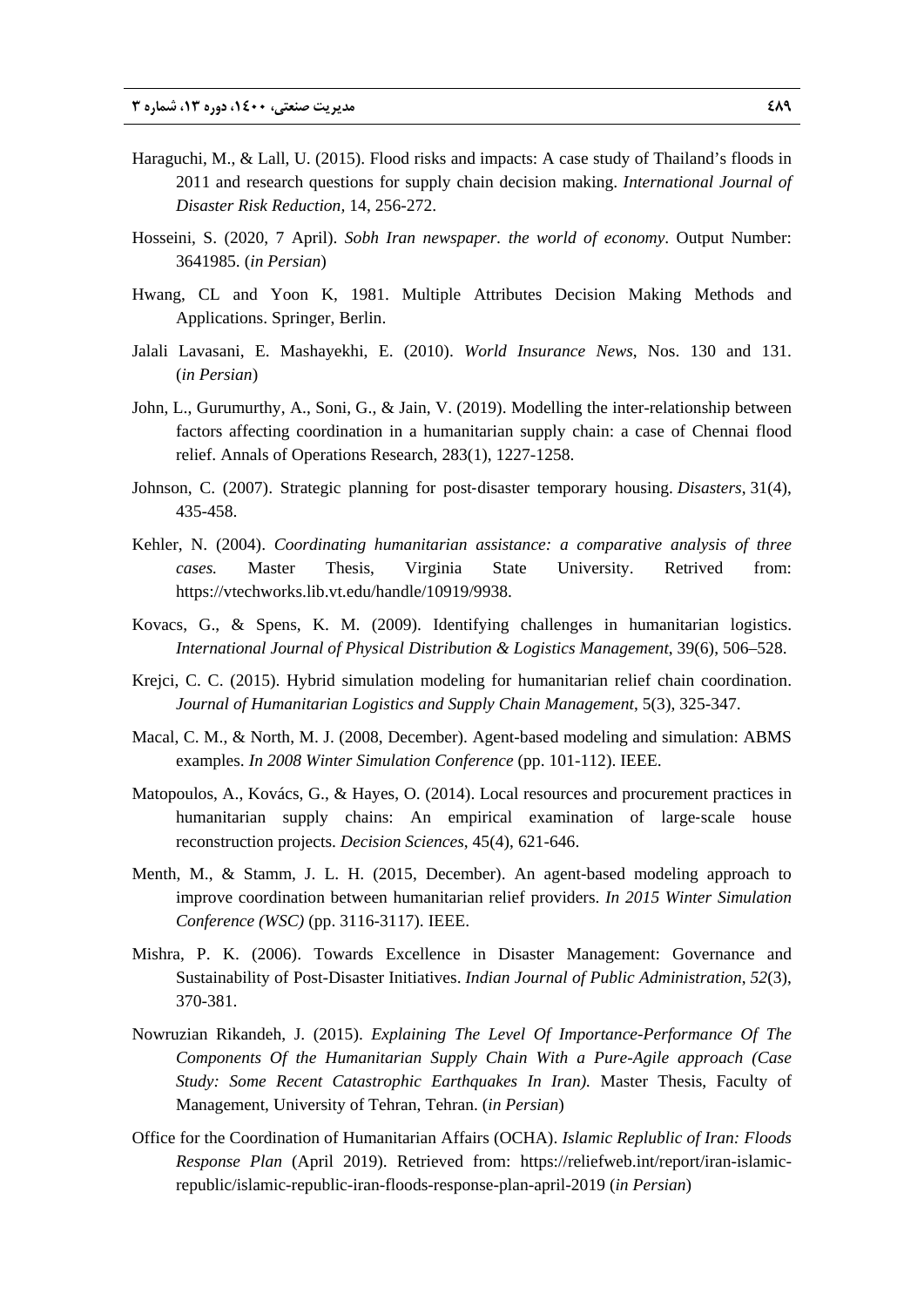Haraguchi, M., & Lall, U. (2015). Flood risks and impacts: A case study of Thailand's floods in 2011 and research questions for supply chain decision making. *International Journal of Disaster Risk Reduction*, 14, 256-272.

Hosseini, S. (2020, 7 April). *Sobh Iran newspaper. the world of economy*. Output Number: 3641985. (*in Persian*)

Hwang, CL and Yoon K, 1981. Multiple Attributes Decision Making Methods and Applications. Springer, Berlin.

Jalali Lavasani, E. Mashayekhi, E. (2010). *World Insurance News*, Nos. 130 and 131. (*in Persian*)

John, L., Gurumurthy, A., Soni, G., & Jain, V. (2019). Modelling the inter-relationship between factors affecting coordination in a humanitarian supply chain: a case of Chennai flood relief. Annals of Operations Research, 283(1), 1227-1258.

Johnson, C. (2007). Strategic planning for post‐disaster temporary housing. *Disasters*, 31(4), 435-458.

Kehler, N. (2004). *Coordinating humanitarian assistance: a comparative analysis of three cases.* Master Thesis, Virginia State University. Retrived from: https://vtechworks.lib.vt.edu/handle/10919/9938.

Kovacs, G., & Spens, K. M. (2009). Identifying challenges in humanitarian logistics. *International Journal of Physical Distribution & Logistics Management*, 39(6), 506–528.

Krejci, C. C. (2015). Hybrid simulation modeling for humanitarian relief chain coordination. *Journal of Humanitarian Logistics and Supply Chain Management*, 5(3), 325-347.

Macal, C. M., & North, M. J. (2008, December). Agent-based modeling and simulation: ABMS examples. *In 2008 Winter Simulation Conference* (pp. 101-112). IEEE.

Matopoulos, A., Kovács, G., & Hayes, O. (2014). Local resources and procurement practices in humanitarian supply chains: An empirical examination of large‐scale house reconstruction projects. *Decision Sciences*, 45(4), 621-646.

Menth, M., & Stamm, J. L. H. (2015, December). An agent-based modeling approach to improve coordination between humanitarian relief providers. *In 2015 Winter Simulation Conference (WSC)* (pp. 3116-3117). IEEE.

Mishra, P. K. (2006). Towards Excellence in Disaster Management: Governance and Sustainability of Post-Disaster Initiatives. *Indian Journal of Public Administration*, *52*(3), 370-381.

Nowruzian Rikandeh, J. (2015). *Explaining The Level Of Importance-Performance Of The Components Of the Humanitarian Supply Chain With a Pure-Agile approach (Case Study: Some Recent Catastrophic Earthquakes In Iran).* Master Thesis, Faculty of Management, University of Tehran, Tehran. (*in Persian*)

Office for the Coordination of Humanitarian Affairs (OCHA). *Islamic Replublic of Iran: Floods Response Plan* (April 2019). Retrieved from: https://reliefweb.int/report/iran-islamic-republic/islamic-republic-iran-floods-response-plan-april-2019 (*in Persian*)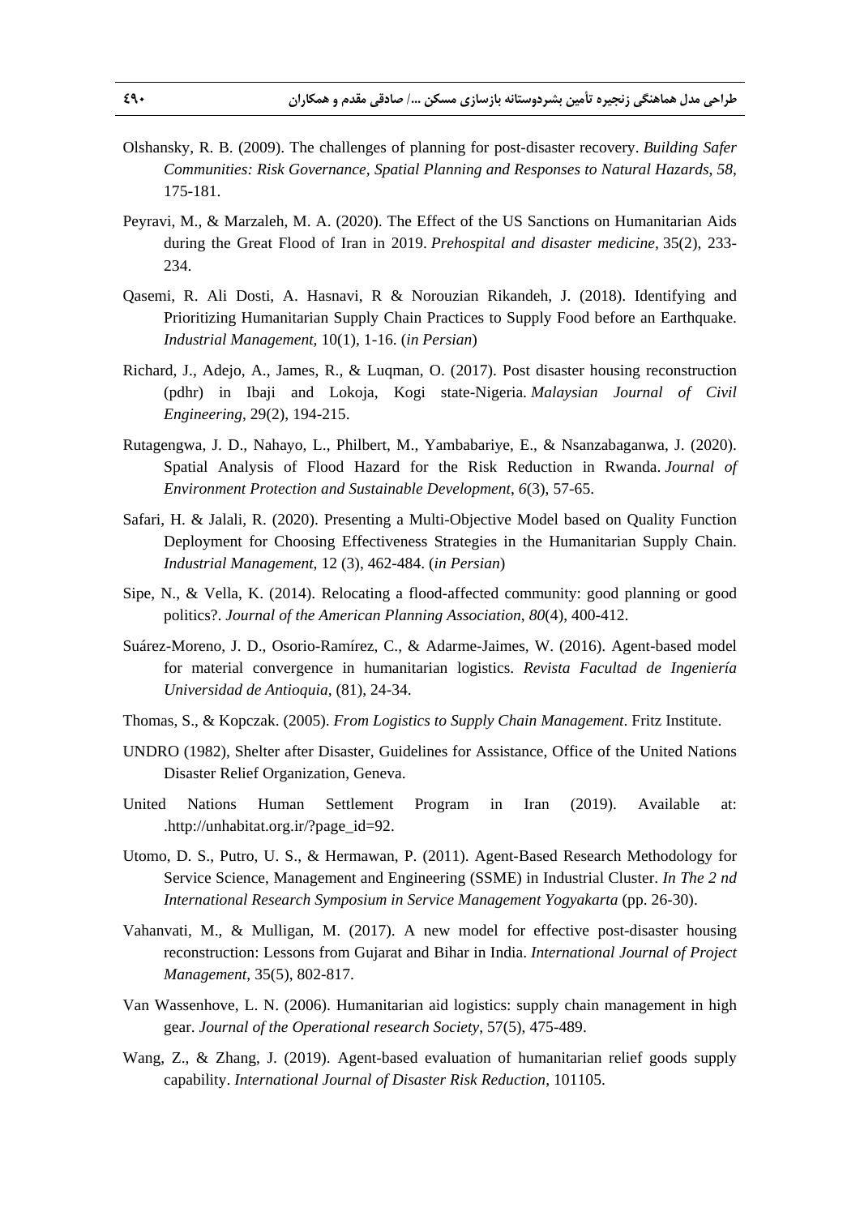Olshansky, R. B. (2009). The challenges of planning for post-disaster recovery. *Building Safer Communities: Risk Governance, Spatial Planning and Responses to Natural Hazards*, *58*, 175-181.

Peyravi, M., & Marzaleh, M. A. (2020). The Effect of the US Sanctions on Humanitarian Aids during the Great Flood of Iran in 2019. *Prehospital and disaster medicine*, 35(2), 233-234.

Qasemi, R. Ali Dosti, A. Hasnavi, R & Norouzian Rikandeh, J. (2018). Identifying and Prioritizing Humanitarian Supply Chain Practices to Supply Food before an Earthquake. *Industrial Management*, 10(1), 1-16. (*in Persian*)

Richard, J., Adejo, A., James, R., & Luqman, O. (2017). Post disaster housing reconstruction (pdhr) in Ibaji and Lokoja, Kogi state-Nigeria. *Malaysian Journal of Civil Engineering*, 29(2), 194-215.

Rutagengwa, J. D., Nahayo, L., Philbert, M., Yambabariye, E., & Nsanzabaganwa, J. (2020). Spatial Analysis of Flood Hazard for the Risk Reduction in Rwanda. *Journal of Environment Protection and Sustainable Development*, *6*(3), 57-65.

Safari, H. & Jalali, R. (2020). Presenting a Multi-Objective Model based on Quality Function Deployment for Choosing Effectiveness Strategies in the Humanitarian Supply Chain. *Industrial Management*, 12 (3), 462-484. (*in Persian*)

Sipe, N., & Vella, K. (2014). Relocating a flood-affected community: good planning or good politics?. *Journal of the American Planning Association*, *80*(4), 400-412.

Suárez-Moreno, J. D., Osorio-Ramírez, C., & Adarme-Jaimes, W. (2016). Agent-based model for material convergence in humanitarian logistics. *Revista Facultad de Ingeniería Universidad de Antioquia*, (81), 24-34.

Thomas, S., & Kopczak. (2005). *From Logistics to Supply Chain Management*. Fritz Institute.

UNDRO (1982), Shelter after Disaster, Guidelines for Assistance, Office of the United Nations Disaster Relief Organization, Geneva.

United Nations Human Settlement Program in Iran (2019). Available at: .http://unhabitat.org.ir/?page_id=92.

Utomo, D. S., Putro, U. S., & Hermawan, P. (2011). Agent-Based Research Methodology for Service Science, Management and Engineering (SSME) in Industrial Cluster. *In The 2 nd International Research Symposium in Service Management Yogyakarta* (pp. 26-30).

Vahanvati, M., & Mulligan, M. (2017). A new model for effective post-disaster housing reconstruction: Lessons from Gujarat and Bihar in India. *International Journal of Project Management*, 35(5), 802-817.

Van Wassenhove, L. N. (2006). Humanitarian aid logistics: supply chain management in high gear. *Journal of the Operational research Society*, 57(5), 475-489.

Wang, Z., & Zhang, J. (2019). Agent-based evaluation of humanitarian relief goods supply capability. *International Journal of Disaster Risk Reduction*, 101105.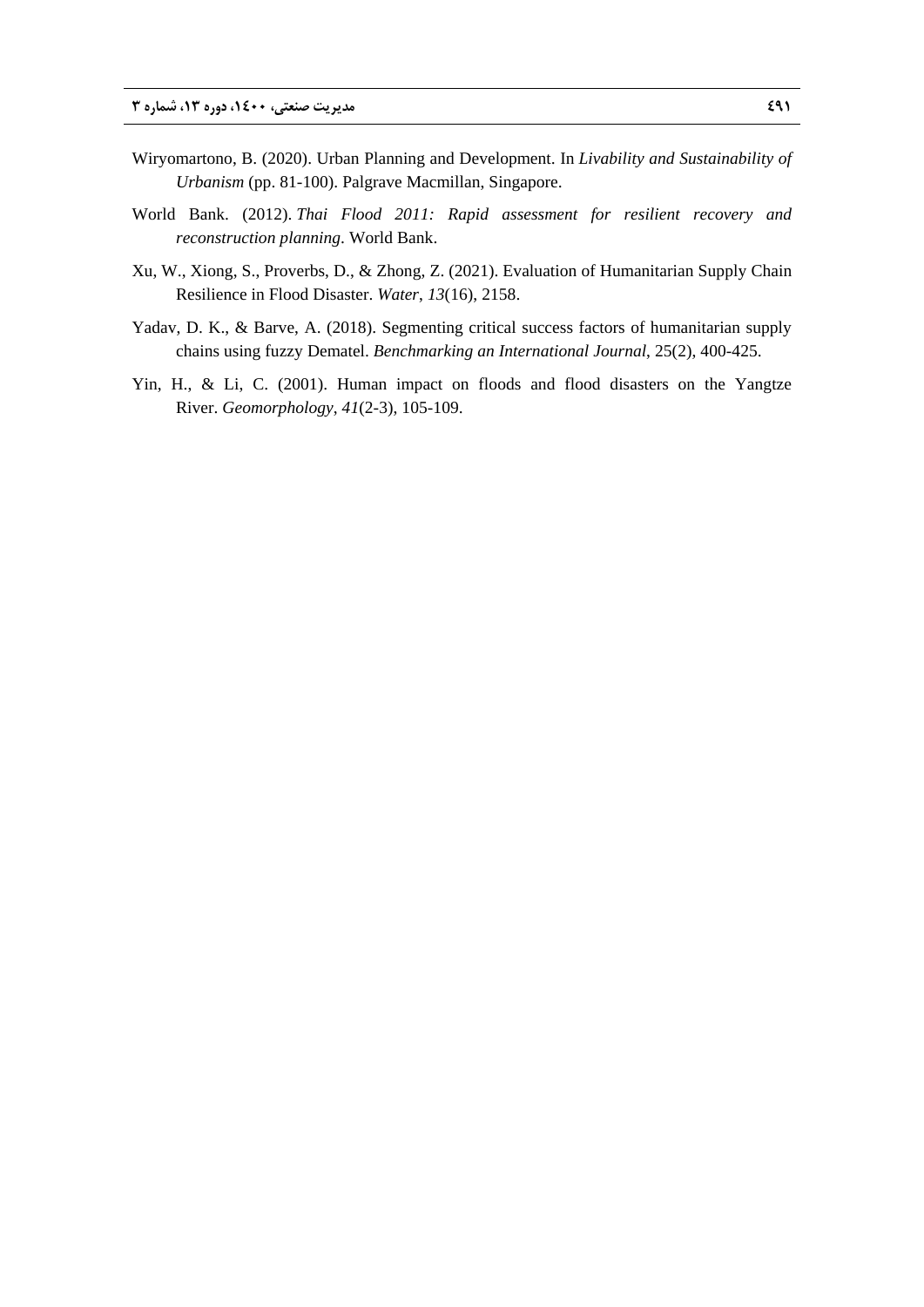Wiryomartono, B. (2020). Urban Planning and Development. In *Livability and Sustainability of Urbanism* (pp. 81-100). Palgrave Macmillan, Singapore.

World Bank. (2012). *Thai Flood 2011: Rapid assessment for resilient recovery and reconstruction planning*. World Bank.

Xu, W., Xiong, S., Proverbs, D., & Zhong, Z. (2021). Evaluation of Humanitarian Supply Chain Resilience in Flood Disaster. *Water*, *13*(16), 2158.

Yadav, D. K., & Barve, A. (2018). Segmenting critical success factors of humanitarian supply chains using fuzzy Dematel. *Benchmarking an International Journal*, 25(2), 400-425.

Yin, H., & Li, C. (2001). Human impact on floods and flood disasters on the Yangtze River. *Geomorphology*, *41*(2-3), 105-109.